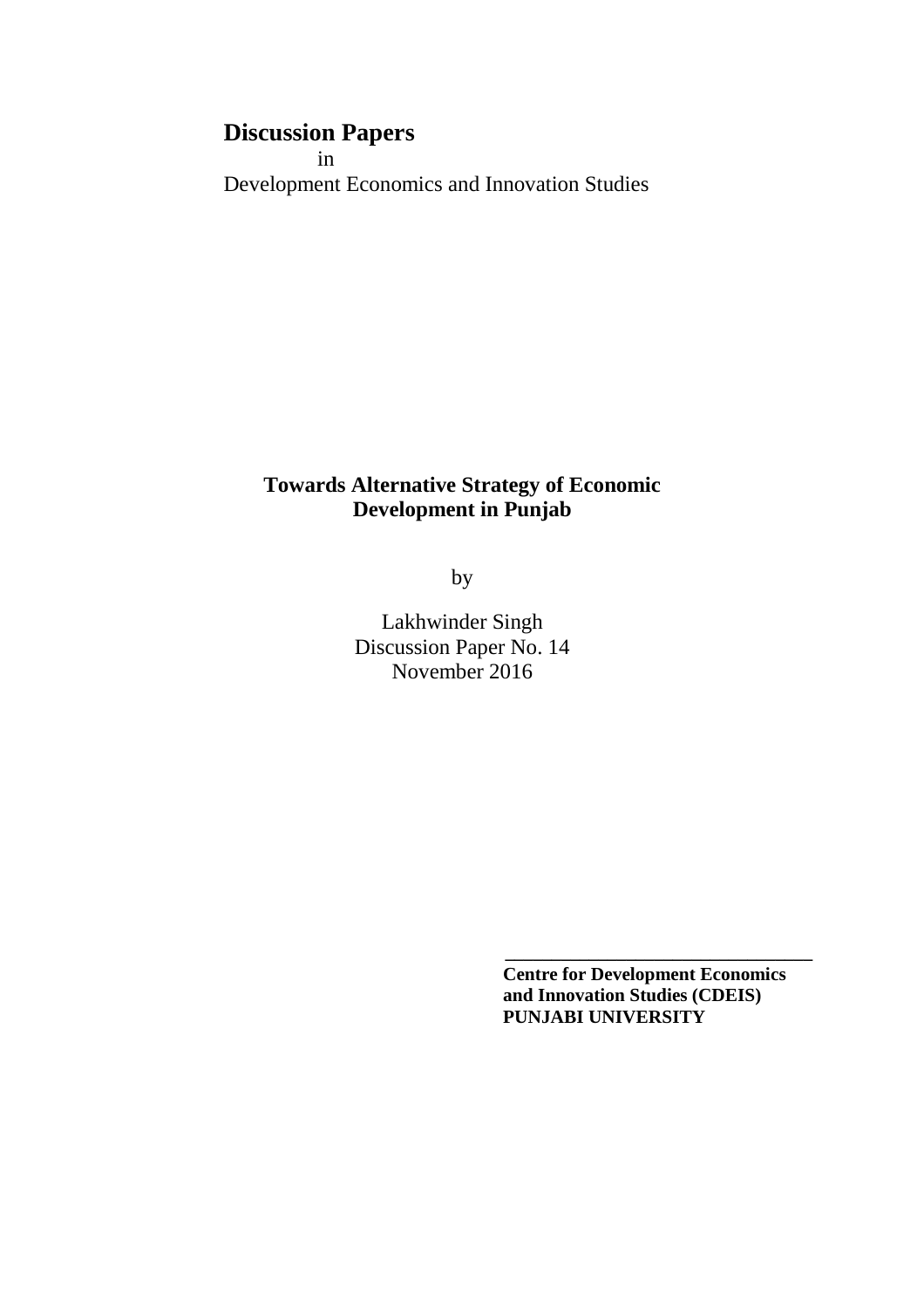**Discussion Papers**

in

Development Economics and Innovation Studies

# Towards Alternative Strategy of Economic Development in Punjab

by

Lakhwinder Singh

Discussion Paper No. 14

November 2016

---

**Centre for Development Economics and Innovation Studies (CDEIS)**
**PUNJABI UNIVERSITY**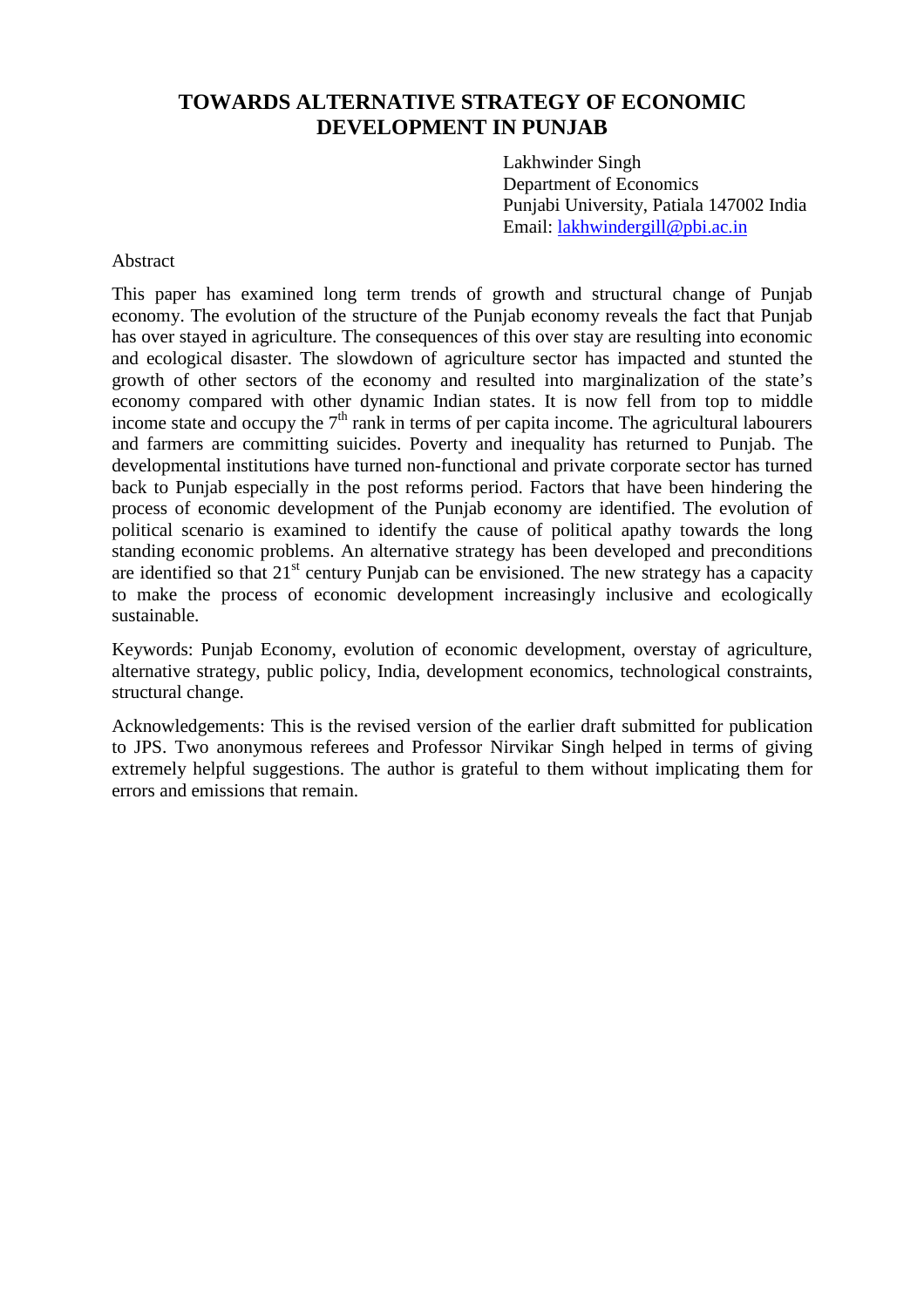# TOWARDS ALTERNATIVE STRATEGY OF ECONOMIC DEVELOPMENT IN PUNJAB

Lakhwinder Singh
Department of Economics
Punjabi University, Patiala 147002 India
Email: lakhwindergill@pbi.ac.in

Abstract

This paper has examined long term trends of growth and structural change of Punjab economy. The evolution of the structure of the Punjab economy reveals the fact that Punjab has over stayed in agriculture. The consequences of this over stay are resulting into economic and ecological disaster. The slowdown of agriculture sector has impacted and stunted the growth of other sectors of the economy and resulted into marginalization of the state's economy compared with other dynamic Indian states. It is now fell from top to middle income state and occupy the 7th rank in terms of per capita income. The agricultural labourers and farmers are committing suicides. Poverty and inequality has returned to Punjab. The developmental institutions have turned non-functional and private corporate sector has turned back to Punjab especially in the post reforms period. Factors that have been hindering the process of economic development of the Punjab economy are identified. The evolution of political scenario is examined to identify the cause of political apathy towards the long standing economic problems. An alternative strategy has been developed and preconditions are identified so that 21st century Punjab can be envisioned. The new strategy has a capacity to make the process of economic development increasingly inclusive and ecologically sustainable.

Keywords: Punjab Economy, evolution of economic development, overstay of agriculture, alternative strategy, public policy, India, development economics, technological constraints, structural change.

Acknowledgements: This is the revised version of the earlier draft submitted for publication to JPS. Two anonymous referees and Professor Nirvikar Singh helped in terms of giving extremely helpful suggestions. The author is grateful to them without implicating them for errors and emissions that remain.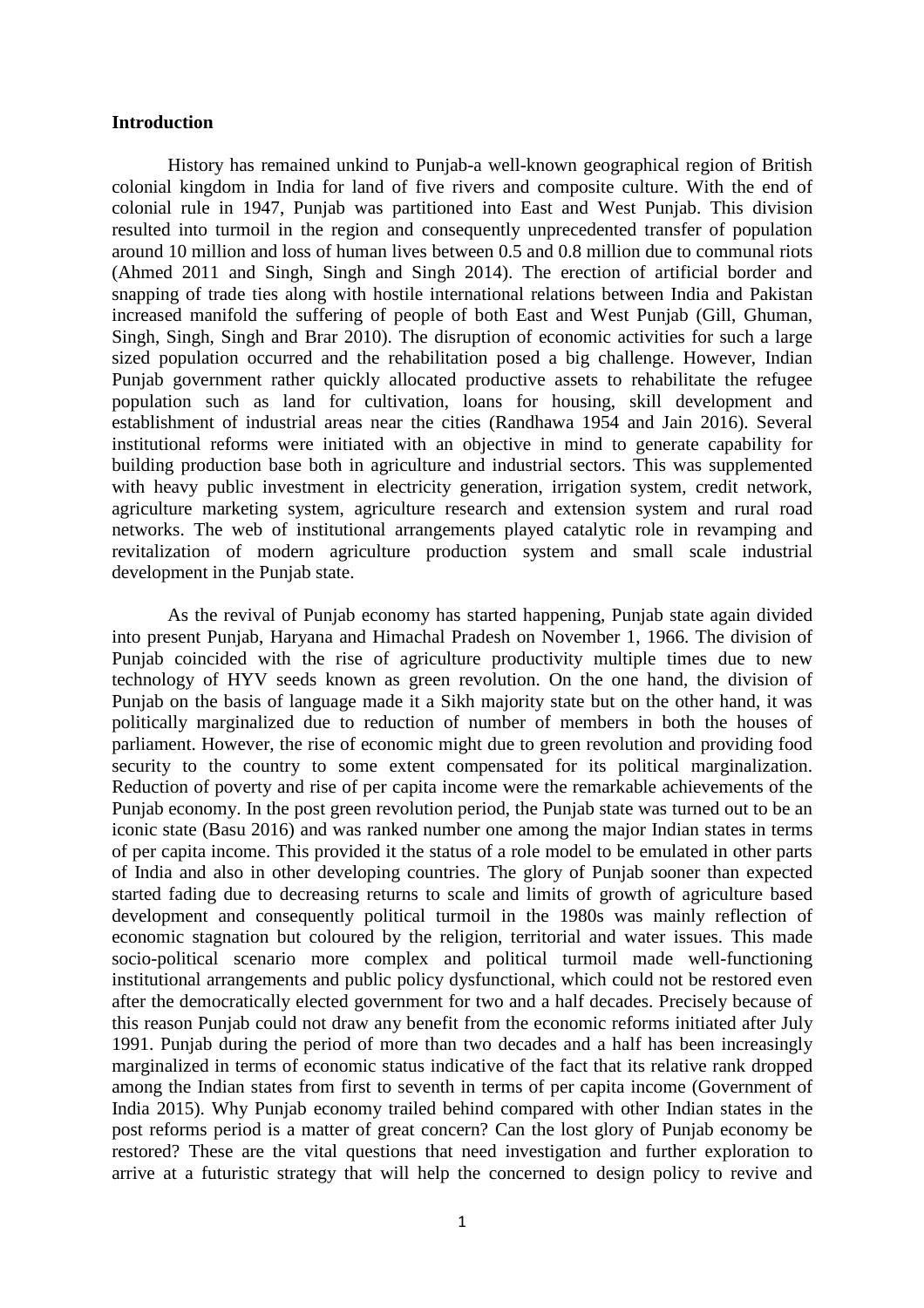**Introduction**

History has remained unkind to Punjab-a well-known geographical region of British colonial kingdom in India for land of five rivers and composite culture. With the end of colonial rule in 1947, Punjab was partitioned into East and West Punjab. This division resulted into turmoil in the region and consequently unprecedented transfer of population around 10 million and loss of human lives between 0.5 and 0.8 million due to communal riots (Ahmed 2011 and Singh, Singh and Singh 2014). The erection of artificial border and snapping of trade ties along with hostile international relations between India and Pakistan increased manifold the suffering of people of both East and West Punjab (Gill, Ghuman, Singh, Singh, Singh and Brar 2010). The disruption of economic activities for such a large sized population occurred and the rehabilitation posed a big challenge. However, Indian Punjab government rather quickly allocated productive assets to rehabilitate the refugee population such as land for cultivation, loans for housing, skill development and establishment of industrial areas near the cities (Randhawa 1954 and Jain 2016). Several institutional reforms were initiated with an objective in mind to generate capability for building production base both in agriculture and industrial sectors. This was supplemented with heavy public investment in electricity generation, irrigation system, credit network, agriculture marketing system, agriculture research and extension system and rural road networks. The web of institutional arrangements played catalytic role in revamping and revitalization of modern agriculture production system and small scale industrial development in the Punjab state.

As the revival of Punjab economy has started happening, Punjab state again divided into present Punjab, Haryana and Himachal Pradesh on November 1, 1966. The division of Punjab coincided with the rise of agriculture productivity multiple times due to new technology of HYV seeds known as green revolution. On the one hand, the division of Punjab on the basis of language made it a Sikh majority state but on the other hand, it was politically marginalized due to reduction of number of members in both the houses of parliament. However, the rise of economic might due to green revolution and providing food security to the country to some extent compensated for its political marginalization. Reduction of poverty and rise of per capita income were the remarkable achievements of the Punjab economy. In the post green revolution period, the Punjab state was turned out to be an iconic state (Basu 2016) and was ranked number one among the major Indian states in terms of per capita income. This provided it the status of a role model to be emulated in other parts of India and also in other developing countries. The glory of Punjab sooner than expected started fading due to decreasing returns to scale and limits of growth of agriculture based development and consequently political turmoil in the 1980s was mainly reflection of economic stagnation but coloured by the religion, territorial and water issues. This made socio-political scenario more complex and political turmoil made well-functioning institutional arrangements and public policy dysfunctional, which could not be restored even after the democratically elected government for two and a half decades. Precisely because of this reason Punjab could not draw any benefit from the economic reforms initiated after July 1991. Punjab during the period of more than two decades and a half has been increasingly marginalized in terms of economic status indicative of the fact that its relative rank dropped among the Indian states from first to seventh in terms of per capita income (Government of India 2015). Why Punjab economy trailed behind compared with other Indian states in the post reforms period is a matter of great concern? Can the lost glory of Punjab economy be restored? These are the vital questions that need investigation and further exploration to arrive at a futuristic strategy that will help the concerned to design policy to revive and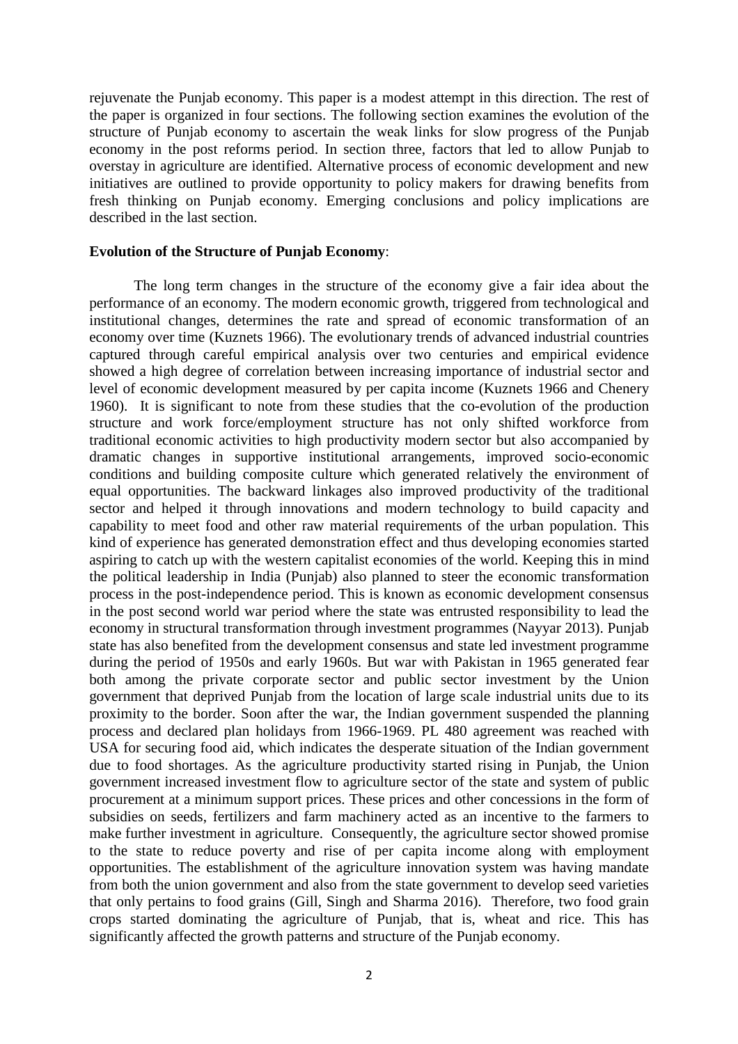rejuvenate the Punjab economy. This paper is a modest attempt in this direction. The rest of the paper is organized in four sections. The following section examines the evolution of the structure of Punjab economy to ascertain the weak links for slow progress of the Punjab economy in the post reforms period. In section three, factors that led to allow Punjab to overstay in agriculture are identified. Alternative process of economic development and new initiatives are outlined to provide opportunity to policy makers for drawing benefits from fresh thinking on Punjab economy. Emerging conclusions and policy implications are described in the last section.

**Evolution of the Structure of Punjab Economy**:

The long term changes in the structure of the economy give a fair idea about the performance of an economy. The modern economic growth, triggered from technological and institutional changes, determines the rate and spread of economic transformation of an economy over time (Kuznets 1966). The evolutionary trends of advanced industrial countries captured through careful empirical analysis over two centuries and empirical evidence showed a high degree of correlation between increasing importance of industrial sector and level of economic development measured by per capita income (Kuznets 1966 and Chenery 1960). It is significant to note from these studies that the co-evolution of the production structure and work force/employment structure has not only shifted workforce from traditional economic activities to high productivity modern sector but also accompanied by dramatic changes in supportive institutional arrangements, improved socio-economic conditions and building composite culture which generated relatively the environment of equal opportunities. The backward linkages also improved productivity of the traditional sector and helped it through innovations and modern technology to build capacity and capability to meet food and other raw material requirements of the urban population. This kind of experience has generated demonstration effect and thus developing economies started aspiring to catch up with the western capitalist economies of the world. Keeping this in mind the political leadership in India (Punjab) also planned to steer the economic transformation process in the post-independence period. This is known as economic development consensus in the post second world war period where the state was entrusted responsibility to lead the economy in structural transformation through investment programmes (Nayyar 2013). Punjab state has also benefited from the development consensus and state led investment programme during the period of 1950s and early 1960s. But war with Pakistan in 1965 generated fear both among the private corporate sector and public sector investment by the Union government that deprived Punjab from the location of large scale industrial units due to its proximity to the border. Soon after the war, the Indian government suspended the planning process and declared plan holidays from 1966-1969. PL 480 agreement was reached with USA for securing food aid, which indicates the desperate situation of the Indian government due to food shortages. As the agriculture productivity started rising in Punjab, the Union government increased investment flow to agriculture sector of the state and system of public procurement at a minimum support prices. These prices and other concessions in the form of subsidies on seeds, fertilizers and farm machinery acted as an incentive to the farmers to make further investment in agriculture. Consequently, the agriculture sector showed promise to the state to reduce poverty and rise of per capita income along with employment opportunities. The establishment of the agriculture innovation system was having mandate from both the union government and also from the state government to develop seed varieties that only pertains to food grains (Gill, Singh and Sharma 2016). Therefore, two food grain crops started dominating the agriculture of Punjab, that is, wheat and rice. This has significantly affected the growth patterns and structure of the Punjab economy.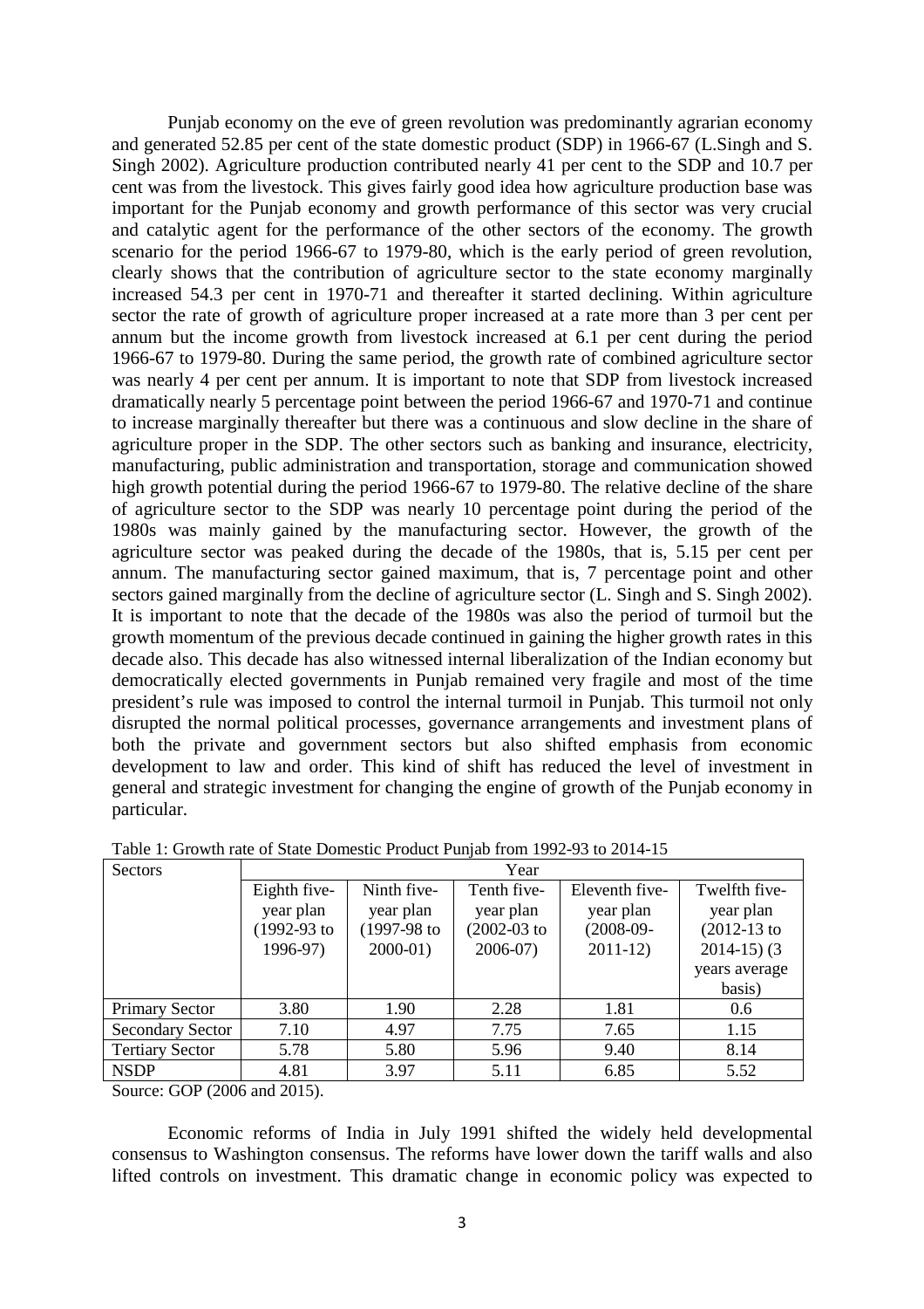Punjab economy on the eve of green revolution was predominantly agrarian economy and generated 52.85 per cent of the state domestic product (SDP) in 1966-67 (L.Singh and S. Singh 2002). Agriculture production contributed nearly 41 per cent to the SDP and 10.7 per cent was from the livestock. This gives fairly good idea how agriculture production base was important for the Punjab economy and growth performance of this sector was very crucial and catalytic agent for the performance of the other sectors of the economy. The growth scenario for the period 1966-67 to 1979-80, which is the early period of green revolution, clearly shows that the contribution of agriculture sector to the state economy marginally increased 54.3 per cent in 1970-71 and thereafter it started declining. Within agriculture sector the rate of growth of agriculture proper increased at a rate more than 3 per cent per annum but the income growth from livestock increased at 6.1 per cent during the period 1966-67 to 1979-80. During the same period, the growth rate of combined agriculture sector was nearly 4 per cent per annum. It is important to note that SDP from livestock increased dramatically nearly 5 percentage point between the period 1966-67 and 1970-71 and continue to increase marginally thereafter but there was a continuous and slow decline in the share of agriculture proper in the SDP. The other sectors such as banking and insurance, electricity, manufacturing, public administration and transportation, storage and communication showed high growth potential during the period 1966-67 to 1979-80. The relative decline of the share of agriculture sector to the SDP was nearly 10 percentage point during the period of the 1980s was mainly gained by the manufacturing sector. However, the growth of the agriculture sector was peaked during the decade of the 1980s, that is, 5.15 per cent per annum. The manufacturing sector gained maximum, that is, 7 percentage point and other sectors gained marginally from the decline of agriculture sector (L. Singh and S. Singh 2002). It is important to note that the decade of the 1980s was also the period of turmoil but the growth momentum of the previous decade continued in gaining the higher growth rates in this decade also. This decade has also witnessed internal liberalization of the Indian economy but democratically elected governments in Punjab remained very fragile and most of the time president's rule was imposed to control the internal turmoil in Punjab. This turmoil not only disrupted the normal political processes, governance arrangements and investment plans of both the private and government sectors but also shifted emphasis from economic development to law and order. This kind of shift has reduced the level of investment in general and strategic investment for changing the engine of growth of the Punjab economy in particular.

Table 1: Growth rate of State Domestic Product Punjab from 1992-93 to 2014-15

| Sectors | Year | | | | |
|---|---|---|---|---|---|
| | Eighth five-year plan (1992-93 to 1996-97) | Ninth five-year plan (1997-98 to 2000-01) | Tenth five-year plan (2002-03 to 2006-07) | Eleventh five-year plan (2008-09-2011-12) | Twelfth five-year plan (2012-13 to 2014-15) (3 years average basis) |
| Primary Sector | 3.80 | 1.90 | 2.28 | 1.81 | 0.6 |
| Secondary Sector | 7.10 | 4.97 | 7.75 | 7.65 | 1.15 |
| Tertiary Sector | 5.78 | 5.80 | 5.96 | 9.40 | 8.14 |
| NSDP | 4.81 | 3.97 | 5.11 | 6.85 | 5.52 |

Source: GOP (2006 and 2015).

Economic reforms of India in July 1991 shifted the widely held developmental consensus to Washington consensus. The reforms have lower down the tariff walls and also lifted controls on investment. This dramatic change in economic policy was expected to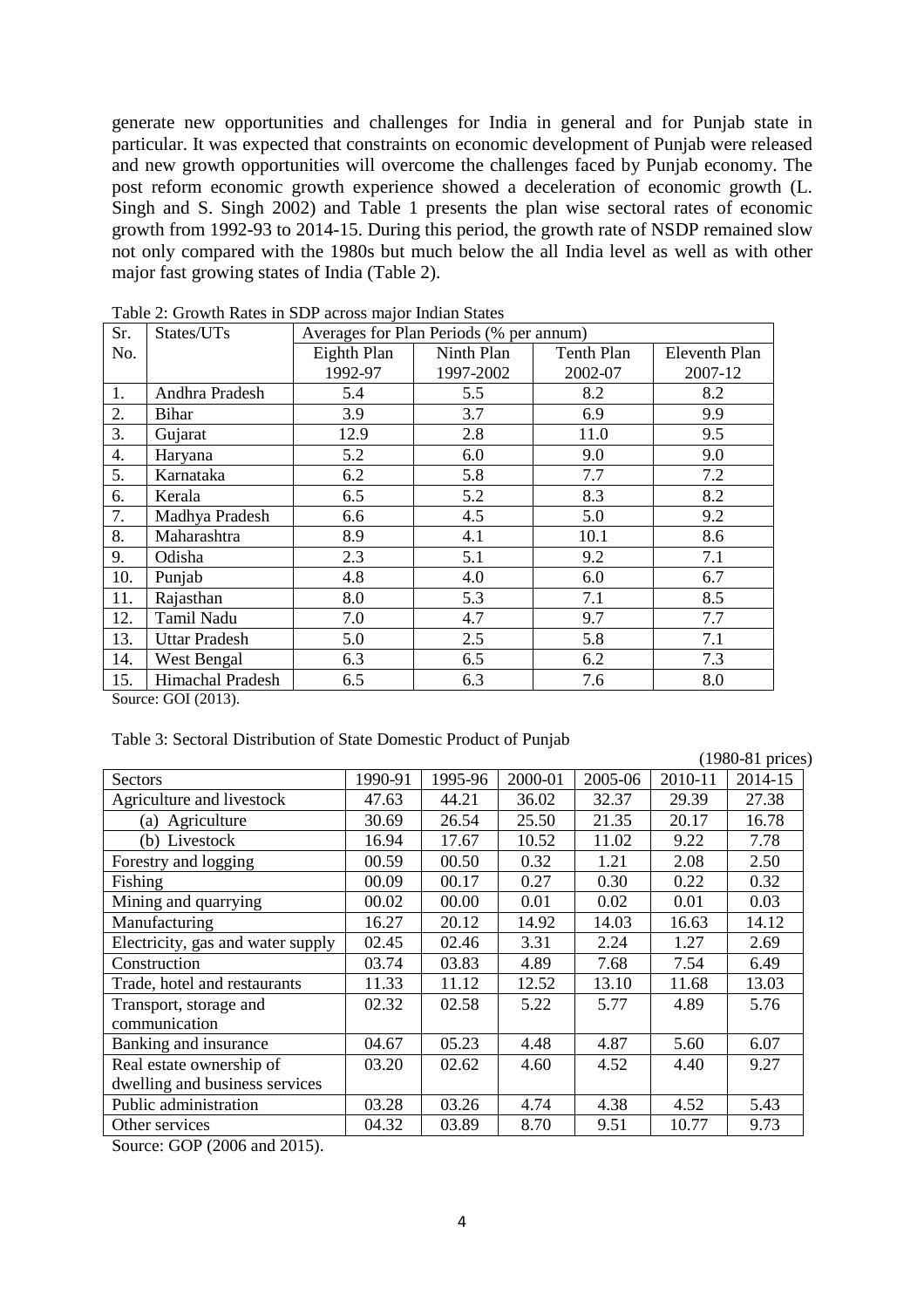generate new opportunities and challenges for India in general and for Punjab state in particular. It was expected that constraints on economic development of Punjab were released and new growth opportunities will overcome the challenges faced by Punjab economy. The post reform economic growth experience showed a deceleration of economic growth (L. Singh and S. Singh 2002) and Table 1 presents the plan wise sectoral rates of economic growth from 1992-93 to 2014-15. During this period, the growth rate of NSDP remained slow not only compared with the 1980s but much below the all India level as well as with other major fast growing states of India (Table 2).

Table 2: Growth Rates in SDP across major Indian States

| Sr. No. | States/UTs | Averages for Plan Periods (% per annum) | | | |
|---|---|---|---|---|---|
| | | Eighth Plan 1992-97 | Ninth Plan 1997-2002 | Tenth Plan 2002-07 | Eleventh Plan 2007-12 |
| 1. | Andhra Pradesh | 5.4 | 5.5 | 8.2 | 8.2 |
| 2. | Bihar | 3.9 | 3.7 | 6.9 | 9.9 |
| 3. | Gujarat | 12.9 | 2.8 | 11.0 | 9.5 |
| 4. | Haryana | 5.2 | 6.0 | 9.0 | 9.0 |
| 5. | Karnataka | 6.2 | 5.8 | 7.7 | 7.2 |
| 6. | Kerala | 6.5 | 5.2 | 8.3 | 8.2 |
| 7. | Madhya Pradesh | 6.6 | 4.5 | 5.0 | 9.2 |
| 8. | Maharashtra | 8.9 | 4.1 | 10.1 | 8.6 |
| 9. | Odisha | 2.3 | 5.1 | 9.2 | 7.1 |
| 10. | Punjab | 4.8 | 4.0 | 6.0 | 6.7 |
| 11. | Rajasthan | 8.0 | 5.3 | 7.1 | 8.5 |
| 12. | Tamil Nadu | 7.0 | 4.7 | 9.7 | 7.7 |
| 13. | Uttar Pradesh | 5.0 | 2.5 | 5.8 | 7.1 |
| 14. | West Bengal | 6.3 | 6.5 | 6.2 | 7.3 |
| 15. | Himachal Pradesh | 6.5 | 6.3 | 7.6 | 8.0 |

Source: GOI (2013).

Table 3: Sectoral Distribution of State Domestic Product of Punjab

(1980-81 prices)

| Sectors | 1990-91 | 1995-96 | 2000-01 | 2005-06 | 2010-11 | 2014-15 |
|---|---|---|---|---|---|---|
| Agriculture and livestock | 47.63 | 44.21 | 36.02 | 32.37 | 29.39 | 27.38 |
| (a) Agriculture | 30.69 | 26.54 | 25.50 | 21.35 | 20.17 | 16.78 |
| (b) Livestock | 16.94 | 17.67 | 10.52 | 11.02 | 9.22 | 7.78 |
| Forestry and logging | 00.59 | 00.50 | 0.32 | 1.21 | 2.08 | 2.50 |
| Fishing | 00.09 | 00.17 | 0.27 | 0.30 | 0.22 | 0.32 |
| Mining and quarrying | 00.02 | 00.00 | 0.01 | 0.02 | 0.01 | 0.03 |
| Manufacturing | 16.27 | 20.12 | 14.92 | 14.03 | 16.63 | 14.12 |
| Electricity, gas and water supply | 02.45 | 02.46 | 3.31 | 2.24 | 1.27 | 2.69 |
| Construction | 03.74 | 03.83 | 4.89 | 7.68 | 7.54 | 6.49 |
| Trade, hotel and restaurants | 11.33 | 11.12 | 12.52 | 13.10 | 11.68 | 13.03 |
| Transport, storage and communication | 02.32 | 02.58 | 5.22 | 5.77 | 4.89 | 5.76 |
| Banking and insurance | 04.67 | 05.23 | 4.48 | 4.87 | 5.60 | 6.07 |
| Real estate ownership of dwelling and business services | 03.20 | 02.62 | 4.60 | 4.52 | 4.40 | 9.27 |
| Public administration | 03.28 | 03.26 | 4.74 | 4.38 | 4.52 | 5.43 |
| Other services | 04.32 | 03.89 | 8.70 | 9.51 | 10.77 | 9.73 |

Source: GOP (2006 and 2015).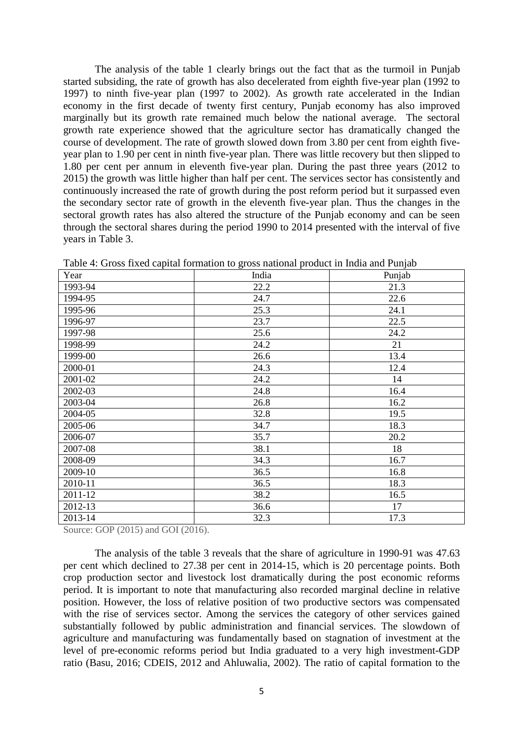The analysis of the table 1 clearly brings out the fact that as the turmoil in Punjab started subsiding, the rate of growth has also decelerated from eighth five-year plan (1992 to 1997) to ninth five-year plan (1997 to 2002). As growth rate accelerated in the Indian economy in the first decade of twenty first century, Punjab economy has also improved marginally but its growth rate remained much below the national average. The sectoral growth rate experience showed that the agriculture sector has dramatically changed the course of development. The rate of growth slowed down from 3.80 per cent from eighth five-year plan to 1.90 per cent in ninth five-year plan. There was little recovery but then slipped to 1.80 per cent per annum in eleventh five-year plan. During the past three years (2012 to 2015) the growth was little higher than half per cent. The services sector has consistently and continuously increased the rate of growth during the post reform period but it surpassed even the secondary sector rate of growth in the eleventh five-year plan. Thus the changes in the sectoral growth rates has also altered the structure of the Punjab economy and can be seen through the sectoral shares during the period 1990 to 2014 presented with the interval of five years in Table 3.

Table 4: Gross fixed capital formation to gross national product in India and Punjab

| Year | India | Punjab |
|---|---|---|
| 1993-94 | 22.2 | 21.3 |
| 1994-95 | 24.7 | 22.6 |
| 1995-96 | 25.3 | 24.1 |
| 1996-97 | 23.7 | 22.5 |
| 1997-98 | 25.6 | 24.2 |
| 1998-99 | 24.2 | 21 |
| 1999-00 | 26.6 | 13.4 |
| 2000-01 | 24.3 | 12.4 |
| 2001-02 | 24.2 | 14 |
| 2002-03 | 24.8 | 16.4 |
| 2003-04 | 26.8 | 16.2 |
| 2004-05 | 32.8 | 19.5 |
| 2005-06 | 34.7 | 18.3 |
| 2006-07 | 35.7 | 20.2 |
| 2007-08 | 38.1 | 18 |
| 2008-09 | 34.3 | 16.7 |
| 2009-10 | 36.5 | 16.8 |
| 2010-11 | 36.5 | 18.3 |
| 2011-12 | 38.2 | 16.5 |
| 2012-13 | 36.6 | 17 |
| 2013-14 | 32.3 | 17.3 |

Source: GOP (2015) and GOI (2016).

The analysis of the table 3 reveals that the share of agriculture in 1990-91 was 47.63 per cent which declined to 27.38 per cent in 2014-15, which is 20 percentage points. Both crop production sector and livestock lost dramatically during the post economic reforms period. It is important to note that manufacturing also recorded marginal decline in relative position. However, the loss of relative position of two productive sectors was compensated with the rise of services sector. Among the services the category of other services gained substantially followed by public administration and financial services. The slowdown of agriculture and manufacturing was fundamentally based on stagnation of investment at the level of pre-economic reforms period but India graduated to a very high investment-GDP ratio (Basu, 2016; CDEIS, 2012 and Ahluwalia, 2002). The ratio of capital formation to the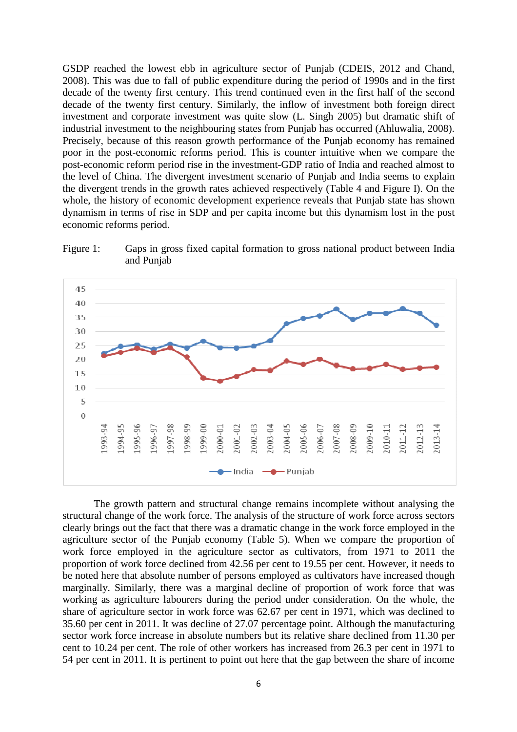GSDP reached the lowest ebb in agriculture sector of Punjab (CDEIS, 2012 and Chand, 2008). This was due to fall of public expenditure during the period of 1990s and in the first decade of the twenty first century. This trend continued even in the first half of the second decade of the twenty first century. Similarly, the inflow of investment both foreign direct investment and corporate investment was quite slow (L. Singh 2005) but dramatic shift of industrial investment to the neighbouring states from Punjab has occurred (Ahluwalia, 2008). Precisely, because of this reason growth performance of the Punjab economy has remained poor in the post-economic reforms period. This is counter intuitive when we compare the post-economic reform period rise in the investment-GDP ratio of India and reached almost to the level of China. The divergent investment scenario of Punjab and India seems to explain the divergent trends in the growth rates achieved respectively (Table 4 and Figure I). On the whole, the history of economic development experience reveals that Punjab state has shown dynamism in terms of rise in SDP and per capita income but this dynamism lost in the post economic reforms period.

Figure 1: Gaps in gross fixed capital formation to gross national product between India and Punjab

The growth pattern and structural change remains incomplete without analysing the structural change of the work force. The analysis of the structure of work force across sectors clearly brings out the fact that there was a dramatic change in the work force employed in the agriculture sector of the Punjab economy (Table 5). When we compare the proportion of work force employed in the agriculture sector as cultivators, from 1971 to 2011 the proportion of work force declined from 42.56 per cent to 19.55 per cent. However, it needs to be noted here that absolute number of persons employed as cultivators have increased though marginally. Similarly, there was a marginal decline of proportion of work force that was working as agriculture labourers during the period under consideration. On the whole, the share of agriculture sector in work force was 62.67 per cent in 1971, which was declined to 35.60 per cent in 2011. It was decline of 27.07 percentage point. Although the manufacturing sector work force increase in absolute numbers but its relative share declined from 11.30 per cent to 10.24 per cent. The role of other workers has increased from 26.3 per cent in 1971 to 54 per cent in 2011. It is pertinent to point out here that the gap between the share of income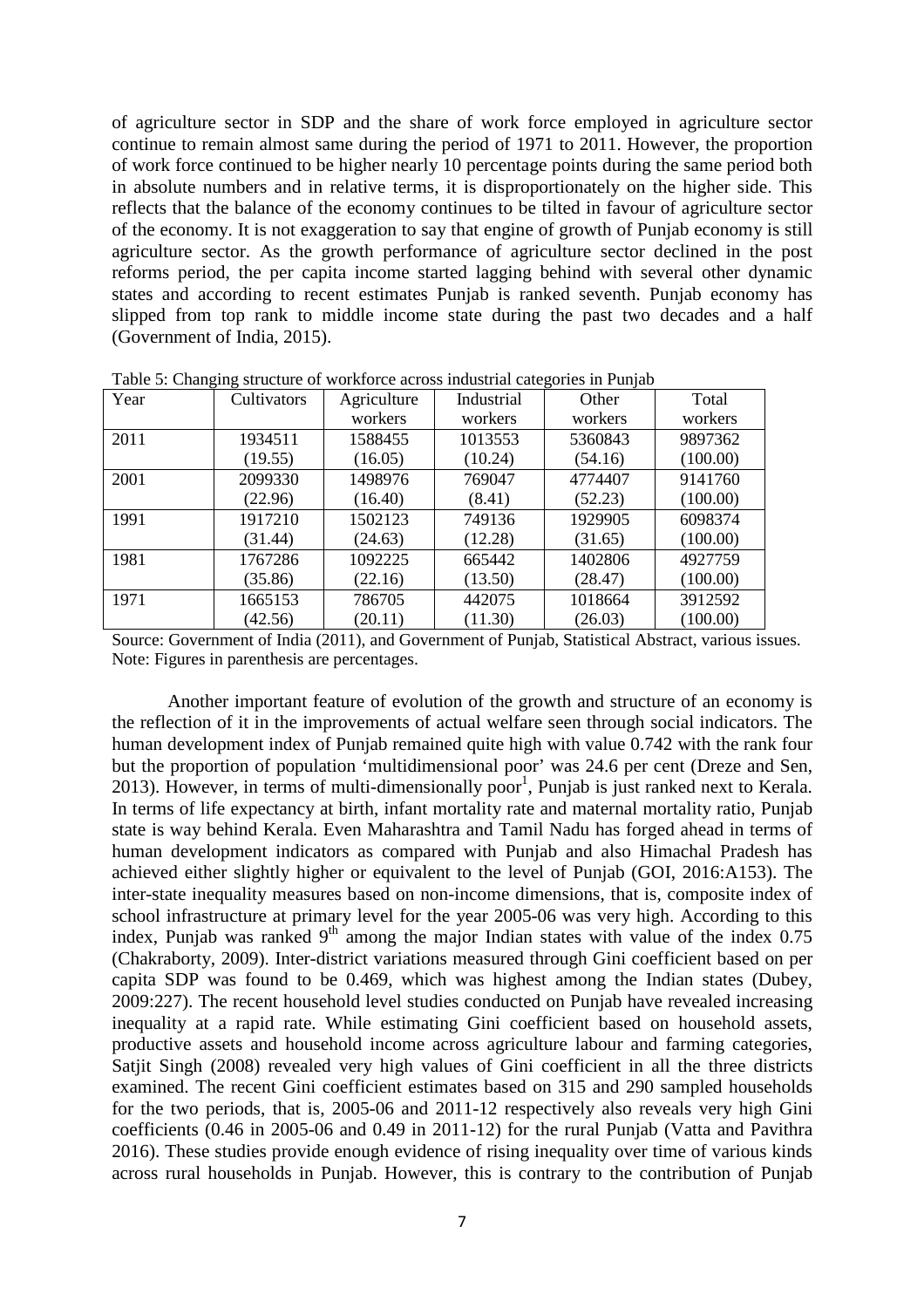of agriculture sector in SDP and the share of work force employed in agriculture sector continue to remain almost same during the period of 1971 to 2011. However, the proportion of work force continued to be higher nearly 10 percentage points during the same period both in absolute numbers and in relative terms, it is disproportionately on the higher side. This reflects that the balance of the economy continues to be tilted in favour of agriculture sector of the economy. It is not exaggeration to say that engine of growth of Punjab economy is still agriculture sector. As the growth performance of agriculture sector declined in the post reforms period, the per capita income started lagging behind with several other dynamic states and according to recent estimates Punjab is ranked seventh. Punjab economy has slipped from top rank to middle income state during the past two decades and a half (Government of India, 2015).

Table 5: Changing structure of workforce across industrial categories in Punjab

| Year | Cultivators | Agriculture workers | Industrial workers | Other workers | Total workers |
|---|---|---|---|---|---|
| 2011 | 1934511 (19.55) | 1588455 (16.05) | 1013553 (10.24) | 5360843 (54.16) | 9897362 (100.00) |
| 2001 | 2099330 (22.96) | 1498976 (16.40) | 769047 (8.41) | 4774407 (52.23) | 9141760 (100.00) |
| 1991 | 1917210 (31.44) | 1502123 (24.63) | 749136 (12.28) | 1929905 (31.65) | 6098374 (100.00) |
| 1981 | 1767286 (35.86) | 1092225 (22.16) | 665442 (13.50) | 1402806 (28.47) | 4927759 (100.00) |
| 1971 | 1665153 (42.56) | 786705 (20.11) | 442075 (11.30) | 1018664 (26.03) | 3912592 (100.00) |

Source: Government of India (2011), and Government of Punjab, Statistical Abstract, various issues.
Note: Figures in parenthesis are percentages.

Another important feature of evolution of the growth and structure of an economy is the reflection of it in the improvements of actual welfare seen through social indicators. The human development index of Punjab remained quite high with value 0.742 with the rank four but the proportion of population 'multidimensional poor' was 24.6 per cent (Dreze and Sen, 2013). However, in terms of multi-dimensionally poor[1], Punjab is just ranked next to Kerala. In terms of life expectancy at birth, infant mortality rate and maternal mortality ratio, Punjab state is way behind Kerala. Even Maharashtra and Tamil Nadu has forged ahead in terms of human development indicators as compared with Punjab and also Himachal Pradesh has achieved either slightly higher or equivalent to the level of Punjab (GOI, 2016:A153). The inter-state inequality measures based on non-income dimensions, that is, composite index of school infrastructure at primary level for the year 2005-06 was very high. According to this index, Punjab was ranked 9th among the major Indian states with value of the index 0.75 (Chakraborty, 2009). Inter-district variations measured through Gini coefficient based on per capita SDP was found to be 0.469, which was highest among the Indian states (Dubey, 2009:227). The recent household level studies conducted on Punjab have revealed increasing inequality at a rapid rate. While estimating Gini coefficient based on household assets, productive assets and household income across agriculture labour and farming categories, Satjit Singh (2008) revealed very high values of Gini coefficient in all the three districts examined. The recent Gini coefficient estimates based on 315 and 290 sampled households for the two periods, that is, 2005-06 and 2011-12 respectively also reveals very high Gini coefficients (0.46 in 2005-06 and 0.49 in 2011-12) for the rural Punjab (Vatta and Pavithra 2016). These studies provide enough evidence of rising inequality over time of various kinds across rural households in Punjab. However, this is contrary to the contribution of Punjab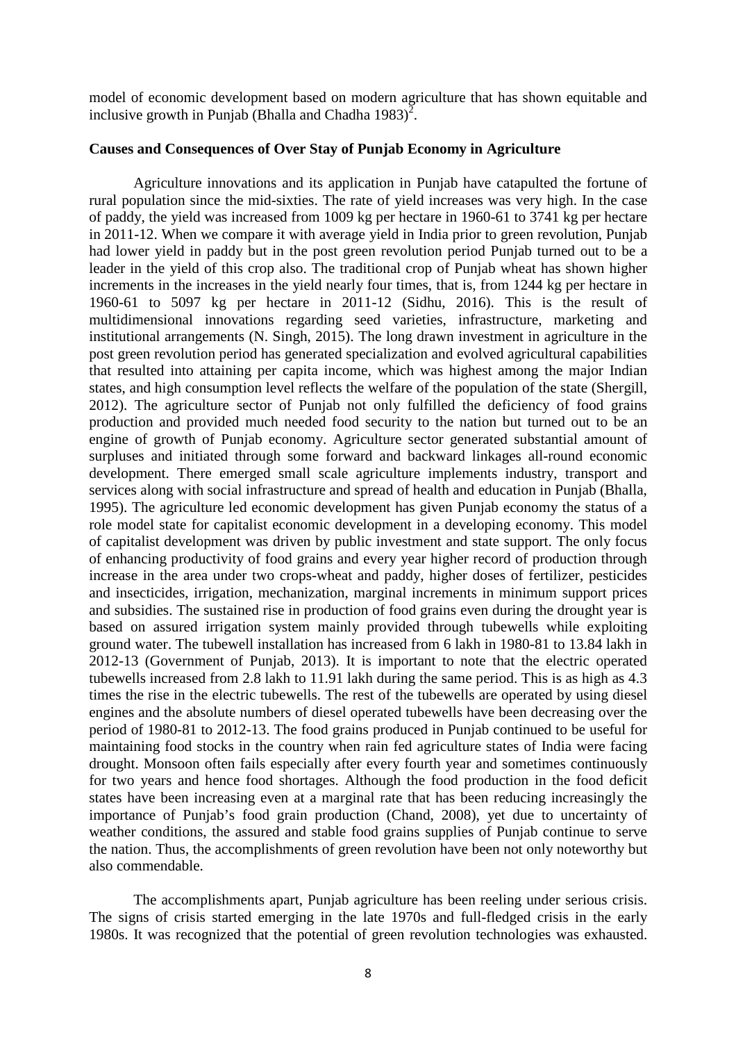model of economic development based on modern agriculture that has shown equitable and inclusive growth in Punjab (Bhalla and Chadha 1983)[2].

**Causes and Consequences of Over Stay of Punjab Economy in Agriculture**

Agriculture innovations and its application in Punjab have catapulted the fortune of rural population since the mid-sixties. The rate of yield increases was very high. In the case of paddy, the yield was increased from 1009 kg per hectare in 1960-61 to 3741 kg per hectare in 2011-12. When we compare it with average yield in India prior to green revolution, Punjab had lower yield in paddy but in the post green revolution period Punjab turned out to be a leader in the yield of this crop also. The traditional crop of Punjab wheat has shown higher increments in the increases in the yield nearly four times, that is, from 1244 kg per hectare in 1960-61 to 5097 kg per hectare in 2011-12 (Sidhu, 2016). This is the result of multidimensional innovations regarding seed varieties, infrastructure, marketing and institutional arrangements (N. Singh, 2015). The long drawn investment in agriculture in the post green revolution period has generated specialization and evolved agricultural capabilities that resulted into attaining per capita income, which was highest among the major Indian states, and high consumption level reflects the welfare of the population of the state (Shergill, 2012). The agriculture sector of Punjab not only fulfilled the deficiency of food grains production and provided much needed food security to the nation but turned out to be an engine of growth of Punjab economy. Agriculture sector generated substantial amount of surpluses and initiated through some forward and backward linkages all-round economic development. There emerged small scale agriculture implements industry, transport and services along with social infrastructure and spread of health and education in Punjab (Bhalla, 1995). The agriculture led economic development has given Punjab economy the status of a role model state for capitalist economic development in a developing economy. This model of capitalist development was driven by public investment and state support. The only focus of enhancing productivity of food grains and every year higher record of production through increase in the area under two crops-wheat and paddy, higher doses of fertilizer, pesticides and insecticides, irrigation, mechanization, marginal increments in minimum support prices and subsidies. The sustained rise in production of food grains even during the drought year is based on assured irrigation system mainly provided through tubewells while exploiting ground water. The tubewell installation has increased from 6 lakh in 1980-81 to 13.84 lakh in 2012-13 (Government of Punjab, 2013). It is important to note that the electric operated tubewells increased from 2.8 lakh to 11.91 lakh during the same period. This is as high as 4.3 times the rise in the electric tubewells. The rest of the tubewells are operated by using diesel engines and the absolute numbers of diesel operated tubewells have been decreasing over the period of 1980-81 to 2012-13. The food grains produced in Punjab continued to be useful for maintaining food stocks in the country when rain fed agriculture states of India were facing drought. Monsoon often fails especially after every fourth year and sometimes continuously for two years and hence food shortages. Although the food production in the food deficit states have been increasing even at a marginal rate that has been reducing increasingly the importance of Punjab's food grain production (Chand, 2008), yet due to uncertainty of weather conditions, the assured and stable food grains supplies of Punjab continue to serve the nation. Thus, the accomplishments of green revolution have been not only noteworthy but also commendable.

The accomplishments apart, Punjab agriculture has been reeling under serious crisis. The signs of crisis started emerging in the late 1970s and full-fledged crisis in the early 1980s. It was recognized that the potential of green revolution technologies was exhausted.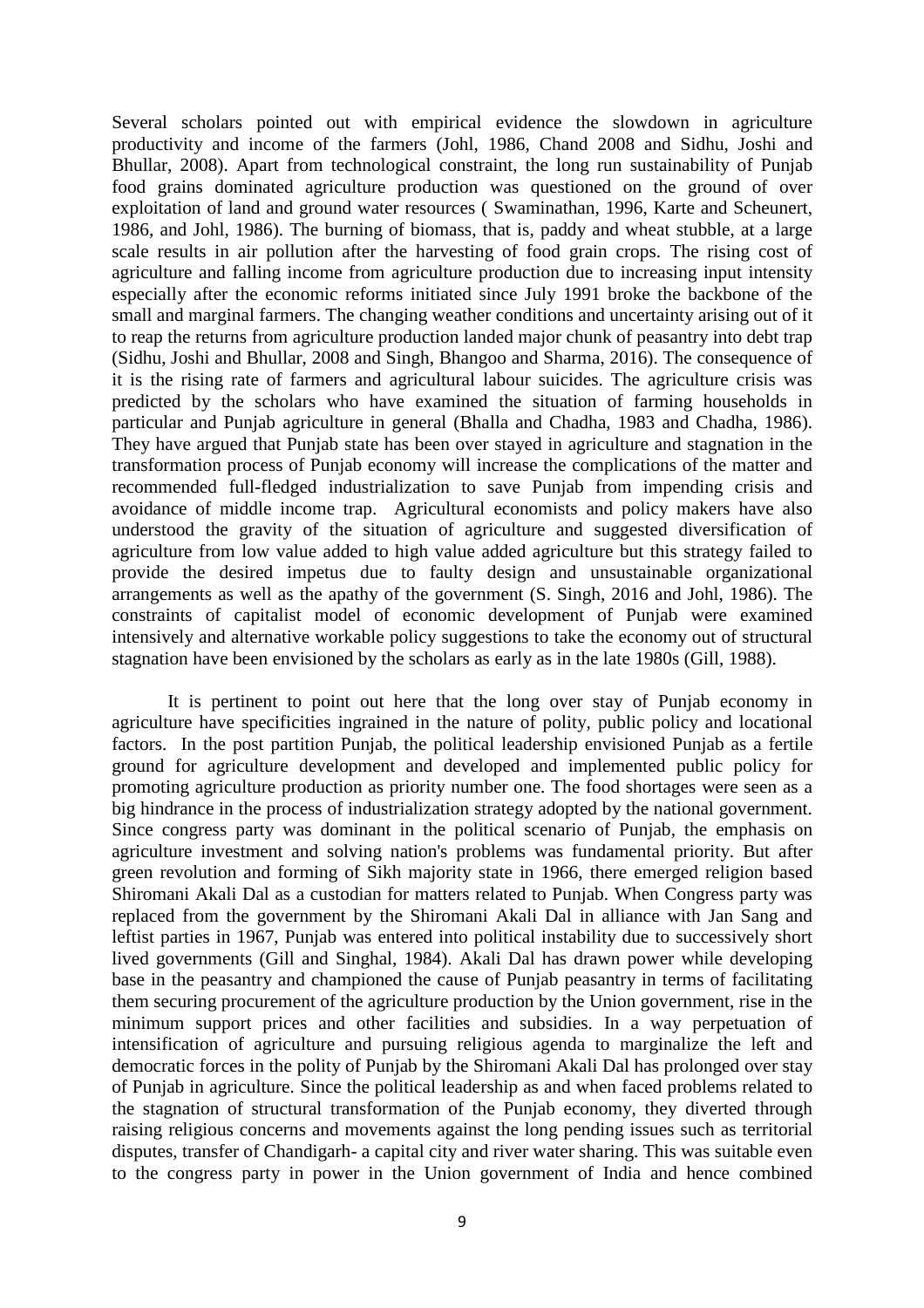Several scholars pointed out with empirical evidence the slowdown in agriculture productivity and income of the farmers (Johl, 1986, Chand 2008 and Sidhu, Joshi and Bhullar, 2008). Apart from technological constraint, the long run sustainability of Punjab food grains dominated agriculture production was questioned on the ground of over exploitation of land and ground water resources ( Swaminathan, 1996, Karte and Scheunert, 1986, and Johl, 1986). The burning of biomass, that is, paddy and wheat stubble, at a large scale results in air pollution after the harvesting of food grain crops. The rising cost of agriculture and falling income from agriculture production due to increasing input intensity especially after the economic reforms initiated since July 1991 broke the backbone of the small and marginal farmers. The changing weather conditions and uncertainty arising out of it to reap the returns from agriculture production landed major chunk of peasantry into debt trap (Sidhu, Joshi and Bhullar, 2008 and Singh, Bhangoo and Sharma, 2016). The consequence of it is the rising rate of farmers and agricultural labour suicides. The agriculture crisis was predicted by the scholars who have examined the situation of farming households in particular and Punjab agriculture in general (Bhalla and Chadha, 1983 and Chadha, 1986). They have argued that Punjab state has been over stayed in agriculture and stagnation in the transformation process of Punjab economy will increase the complications of the matter and recommended full-fledged industrialization to save Punjab from impending crisis and avoidance of middle income trap. Agricultural economists and policy makers have also understood the gravity of the situation of agriculture and suggested diversification of agriculture from low value added to high value added agriculture but this strategy failed to provide the desired impetus due to faulty design and unsustainable organizational arrangements as well as the apathy of the government (S. Singh, 2016 and Johl, 1986). The constraints of capitalist model of economic development of Punjab were examined intensively and alternative workable policy suggestions to take the economy out of structural stagnation have been envisioned by the scholars as early as in the late 1980s (Gill, 1988).

It is pertinent to point out here that the long over stay of Punjab economy in agriculture have specificities ingrained in the nature of polity, public policy and locational factors. In the post partition Punjab, the political leadership envisioned Punjab as a fertile ground for agriculture development and developed and implemented public policy for promoting agriculture production as priority number one. The food shortages were seen as a big hindrance in the process of industrialization strategy adopted by the national government. Since congress party was dominant in the political scenario of Punjab, the emphasis on agriculture investment and solving nation's problems was fundamental priority. But after green revolution and forming of Sikh majority state in 1966, there emerged religion based Shiromani Akali Dal as a custodian for matters related to Punjab. When Congress party was replaced from the government by the Shiromani Akali Dal in alliance with Jan Sang and leftist parties in 1967, Punjab was entered into political instability due to successively short lived governments (Gill and Singhal, 1984). Akali Dal has drawn power while developing base in the peasantry and championed the cause of Punjab peasantry in terms of facilitating them securing procurement of the agriculture production by the Union government, rise in the minimum support prices and other facilities and subsidies. In a way perpetuation of intensification of agriculture and pursuing religious agenda to marginalize the left and democratic forces in the polity of Punjab by the Shiromani Akali Dal has prolonged over stay of Punjab in agriculture. Since the political leadership as and when faced problems related to the stagnation of structural transformation of the Punjab economy, they diverted through raising religious concerns and movements against the long pending issues such as territorial disputes, transfer of Chandigarh- a capital city and river water sharing. This was suitable even to the congress party in power in the Union government of India and hence combined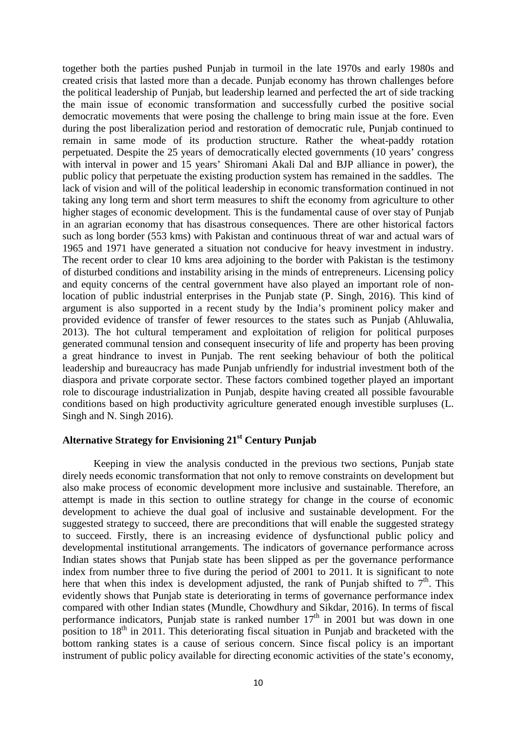together both the parties pushed Punjab in turmoil in the late 1970s and early 1980s and created crisis that lasted more than a decade. Punjab economy has thrown challenges before the political leadership of Punjab, but leadership learned and perfected the art of side tracking the main issue of economic transformation and successfully curbed the positive social democratic movements that were posing the challenge to bring main issue at the fore. Even during the post liberalization period and restoration of democratic rule, Punjab continued to remain in same mode of its production structure. Rather the wheat-paddy rotation perpetuated. Despite the 25 years of democratically elected governments (10 years' congress with interval in power and 15 years' Shiromani Akali Dal and BJP alliance in power), the public policy that perpetuate the existing production system has remained in the saddles. The lack of vision and will of the political leadership in economic transformation continued in not taking any long term and short term measures to shift the economy from agriculture to other higher stages of economic development. This is the fundamental cause of over stay of Punjab in an agrarian economy that has disastrous consequences. There are other historical factors such as long border (553 kms) with Pakistan and continuous threat of war and actual wars of 1965 and 1971 have generated a situation not conducive for heavy investment in industry. The recent order to clear 10 kms area adjoining to the border with Pakistan is the testimony of disturbed conditions and instability arising in the minds of entrepreneurs. Licensing policy and equity concerns of the central government have also played an important role of non-location of public industrial enterprises in the Punjab state (P. Singh, 2016). This kind of argument is also supported in a recent study by the India's prominent policy maker and provided evidence of transfer of fewer resources to the states such as Punjab (Ahluwalia, 2013). The hot cultural temperament and exploitation of religion for political purposes generated communal tension and consequent insecurity of life and property has been proving a great hindrance to invest in Punjab. The rent seeking behaviour of both the political leadership and bureaucracy has made Punjab unfriendly for industrial investment both of the diaspora and private corporate sector. These factors combined together played an important role to discourage industrialization in Punjab, despite having created all possible favourable conditions based on high productivity agriculture generated enough investible surpluses (L. Singh and N. Singh 2016).

## Alternative Strategy for Envisioning 21st Century Punjab

Keeping in view the analysis conducted in the previous two sections, Punjab state direly needs economic transformation that not only to remove constraints on development but also make process of economic development more inclusive and sustainable. Therefore, an attempt is made in this section to outline strategy for change in the course of economic development to achieve the dual goal of inclusive and sustainable development. For the suggested strategy to succeed, there are preconditions that will enable the suggested strategy to succeed. Firstly, there is an increasing evidence of dysfunctional public policy and developmental institutional arrangements. The indicators of governance performance across Indian states shows that Punjab state has been slipped as per the governance performance index from number three to five during the period of 2001 to 2011. It is significant to note here that when this index is development adjusted, the rank of Punjab shifted to 7th. This evidently shows that Punjab state is deteriorating in terms of governance performance index compared with other Indian states (Mundle, Chowdhury and Sikdar, 2016). In terms of fiscal performance indicators, Punjab state is ranked number 17th in 2001 but was down in one position to 18th in 2011. This deteriorating fiscal situation in Punjab and bracketed with the bottom ranking states is a cause of serious concern. Since fiscal policy is an important instrument of public policy available for directing economic activities of the state's economy,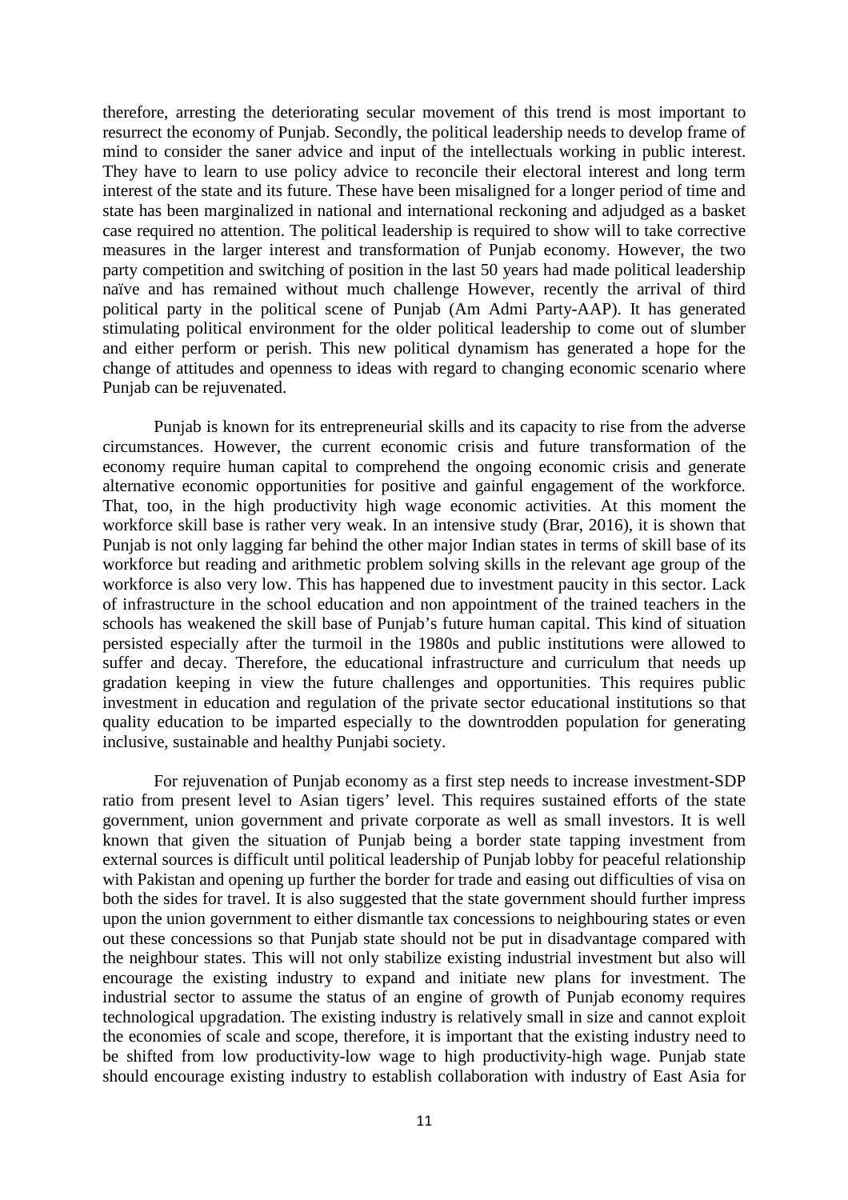therefore, arresting the deteriorating secular movement of this trend is most important to resurrect the economy of Punjab. Secondly, the political leadership needs to develop frame of mind to consider the saner advice and input of the intellectuals working in public interest. They have to learn to use policy advice to reconcile their electoral interest and long term interest of the state and its future. These have been misaligned for a longer period of time and state has been marginalized in national and international reckoning and adjudged as a basket case required no attention. The political leadership is required to show will to take corrective measures in the larger interest and transformation of Punjab economy. However, the two party competition and switching of position in the last 50 years had made political leadership naïve and has remained without much challenge However, recently the arrival of third political party in the political scene of Punjab (Am Admi Party-AAP). It has generated stimulating political environment for the older political leadership to come out of slumber and either perform or perish. This new political dynamism has generated a hope for the change of attitudes and openness to ideas with regard to changing economic scenario where Punjab can be rejuvenated.

Punjab is known for its entrepreneurial skills and its capacity to rise from the adverse circumstances. However, the current economic crisis and future transformation of the economy require human capital to comprehend the ongoing economic crisis and generate alternative economic opportunities for positive and gainful engagement of the workforce. That, too, in the high productivity high wage economic activities. At this moment the workforce skill base is rather very weak. In an intensive study (Brar, 2016), it is shown that Punjab is not only lagging far behind the other major Indian states in terms of skill base of its workforce but reading and arithmetic problem solving skills in the relevant age group of the workforce is also very low. This has happened due to investment paucity in this sector. Lack of infrastructure in the school education and non appointment of the trained teachers in the schools has weakened the skill base of Punjab's future human capital. This kind of situation persisted especially after the turmoil in the 1980s and public institutions were allowed to suffer and decay. Therefore, the educational infrastructure and curriculum that needs up gradation keeping in view the future challenges and opportunities. This requires public investment in education and regulation of the private sector educational institutions so that quality education to be imparted especially to the downtrodden population for generating inclusive, sustainable and healthy Punjabi society.

For rejuvenation of Punjab economy as a first step needs to increase investment-SDP ratio from present level to Asian tigers' level. This requires sustained efforts of the state government, union government and private corporate as well as small investors. It is well known that given the situation of Punjab being a border state tapping investment from external sources is difficult until political leadership of Punjab lobby for peaceful relationship with Pakistan and opening up further the border for trade and easing out difficulties of visa on both the sides for travel. It is also suggested that the state government should further impress upon the union government to either dismantle tax concessions to neighbouring states or even out these concessions so that Punjab state should not be put in disadvantage compared with the neighbour states. This will not only stabilize existing industrial investment but also will encourage the existing industry to expand and initiate new plans for investment. The industrial sector to assume the status of an engine of growth of Punjab economy requires technological upgradation. The existing industry is relatively small in size and cannot exploit the economies of scale and scope, therefore, it is important that the existing industry need to be shifted from low productivity-low wage to high productivity-high wage. Punjab state should encourage existing industry to establish collaboration with industry of East Asia for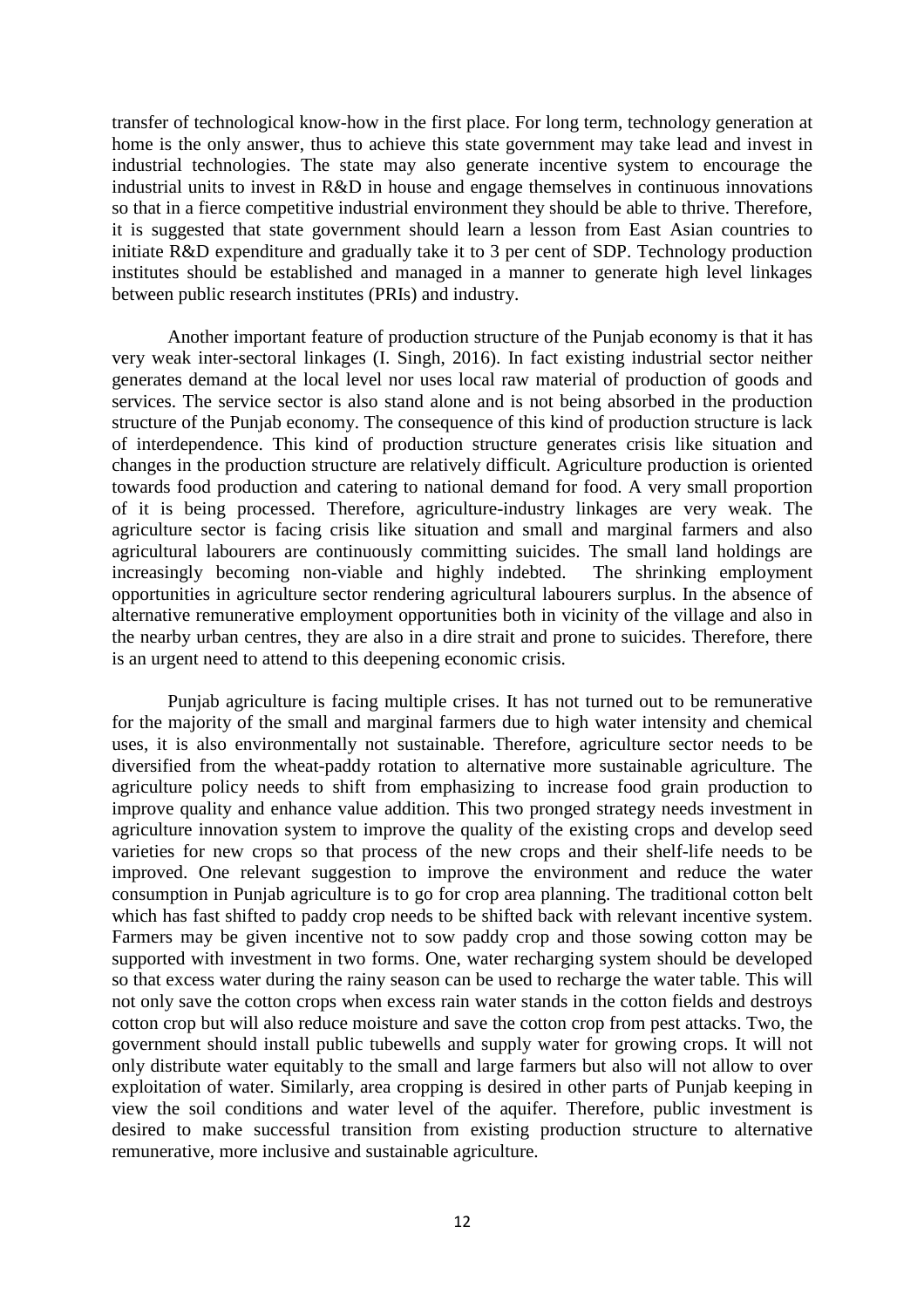transfer of technological know-how in the first place. For long term, technology generation at home is the only answer, thus to achieve this state government may take lead and invest in industrial technologies. The state may also generate incentive system to encourage the industrial units to invest in R&D in house and engage themselves in continuous innovations so that in a fierce competitive industrial environment they should be able to thrive. Therefore, it is suggested that state government should learn a lesson from East Asian countries to initiate R&D expenditure and gradually take it to 3 per cent of SDP. Technology production institutes should be established and managed in a manner to generate high level linkages between public research institutes (PRIs) and industry.

Another important feature of production structure of the Punjab economy is that it has very weak inter-sectoral linkages (I. Singh, 2016). In fact existing industrial sector neither generates demand at the local level nor uses local raw material of production of goods and services. The service sector is also stand alone and is not being absorbed in the production structure of the Punjab economy. The consequence of this kind of production structure is lack of interdependence. This kind of production structure generates crisis like situation and changes in the production structure are relatively difficult. Agriculture production is oriented towards food production and catering to national demand for food. A very small proportion of it is being processed. Therefore, agriculture-industry linkages are very weak. The agriculture sector is facing crisis like situation and small and marginal farmers and also agricultural labourers are continuously committing suicides. The small land holdings are increasingly becoming non-viable and highly indebted. The shrinking employment opportunities in agriculture sector rendering agricultural labourers surplus. In the absence of alternative remunerative employment opportunities both in vicinity of the village and also in the nearby urban centres, they are also in a dire strait and prone to suicides. Therefore, there is an urgent need to attend to this deepening economic crisis.

Punjab agriculture is facing multiple crises. It has not turned out to be remunerative for the majority of the small and marginal farmers due to high water intensity and chemical uses, it is also environmentally not sustainable. Therefore, agriculture sector needs to be diversified from the wheat-paddy rotation to alternative more sustainable agriculture. The agriculture policy needs to shift from emphasizing to increase food grain production to improve quality and enhance value addition. This two pronged strategy needs investment in agriculture innovation system to improve the quality of the existing crops and develop seed varieties for new crops so that process of the new crops and their shelf-life needs to be improved. One relevant suggestion to improve the environment and reduce the water consumption in Punjab agriculture is to go for crop area planning. The traditional cotton belt which has fast shifted to paddy crop needs to be shifted back with relevant incentive system. Farmers may be given incentive not to sow paddy crop and those sowing cotton may be supported with investment in two forms. One, water recharging system should be developed so that excess water during the rainy season can be used to recharge the water table. This will not only save the cotton crops when excess rain water stands in the cotton fields and destroys cotton crop but will also reduce moisture and save the cotton crop from pest attacks. Two, the government should install public tubewells and supply water for growing crops. It will not only distribute water equitably to the small and large farmers but also will not allow to over exploitation of water. Similarly, area cropping is desired in other parts of Punjab keeping in view the soil conditions and water level of the aquifer. Therefore, public investment is desired to make successful transition from existing production structure to alternative remunerative, more inclusive and sustainable agriculture.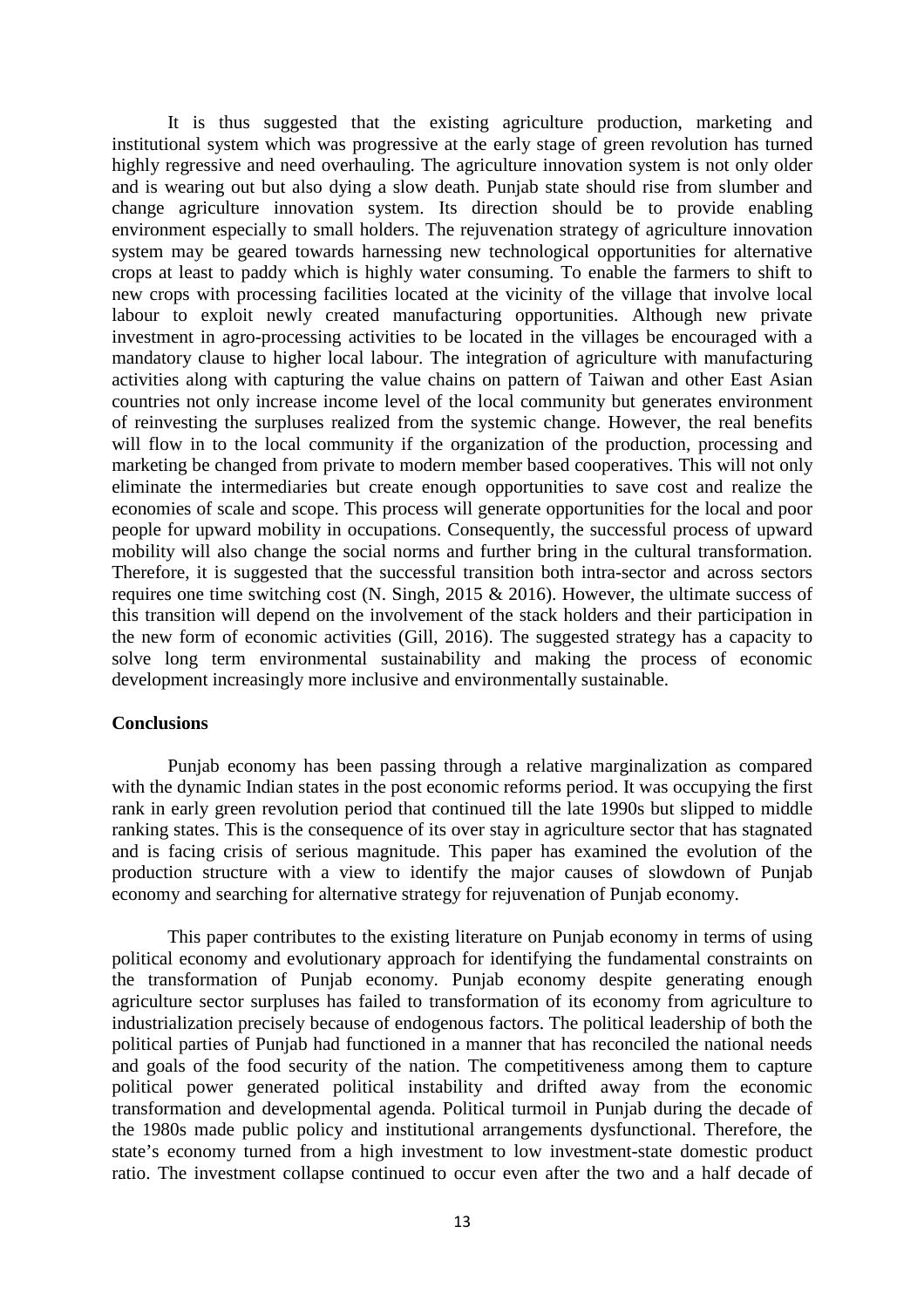It is thus suggested that the existing agriculture production, marketing and institutional system which was progressive at the early stage of green revolution has turned highly regressive and need overhauling. The agriculture innovation system is not only older and is wearing out but also dying a slow death. Punjab state should rise from slumber and change agriculture innovation system. Its direction should be to provide enabling environment especially to small holders. The rejuvenation strategy of agriculture innovation system may be geared towards harnessing new technological opportunities for alternative crops at least to paddy which is highly water consuming. To enable the farmers to shift to new crops with processing facilities located at the vicinity of the village that involve local labour to exploit newly created manufacturing opportunities. Although new private investment in agro-processing activities to be located in the villages be encouraged with a mandatory clause to higher local labour. The integration of agriculture with manufacturing activities along with capturing the value chains on pattern of Taiwan and other East Asian countries not only increase income level of the local community but generates environment of reinvesting the surpluses realized from the systemic change. However, the real benefits will flow in to the local community if the organization of the production, processing and marketing be changed from private to modern member based cooperatives. This will not only eliminate the intermediaries but create enough opportunities to save cost and realize the economies of scale and scope. This process will generate opportunities for the local and poor people for upward mobility in occupations. Consequently, the successful process of upward mobility will also change the social norms and further bring in the cultural transformation. Therefore, it is suggested that the successful transition both intra-sector and across sectors requires one time switching cost (N. Singh, 2015 & 2016). However, the ultimate success of this transition will depend on the involvement of the stack holders and their participation in the new form of economic activities (Gill, 2016). The suggested strategy has a capacity to solve long term environmental sustainability and making the process of economic development increasingly more inclusive and environmentally sustainable.

**Conclusions**

Punjab economy has been passing through a relative marginalization as compared with the dynamic Indian states in the post economic reforms period. It was occupying the first rank in early green revolution period that continued till the late 1990s but slipped to middle ranking states. This is the consequence of its over stay in agriculture sector that has stagnated and is facing crisis of serious magnitude. This paper has examined the evolution of the production structure with a view to identify the major causes of slowdown of Punjab economy and searching for alternative strategy for rejuvenation of Punjab economy.

This paper contributes to the existing literature on Punjab economy in terms of using political economy and evolutionary approach for identifying the fundamental constraints on the transformation of Punjab economy. Punjab economy despite generating enough agriculture sector surpluses has failed to transformation of its economy from agriculture to industrialization precisely because of endogenous factors. The political leadership of both the political parties of Punjab had functioned in a manner that has reconciled the national needs and goals of the food security of the nation. The competitiveness among them to capture political power generated political instability and drifted away from the economic transformation and developmental agenda. Political turmoil in Punjab during the decade of the 1980s made public policy and institutional arrangements dysfunctional. Therefore, the state's economy turned from a high investment to low investment-state domestic product ratio. The investment collapse continued to occur even after the two and a half decade of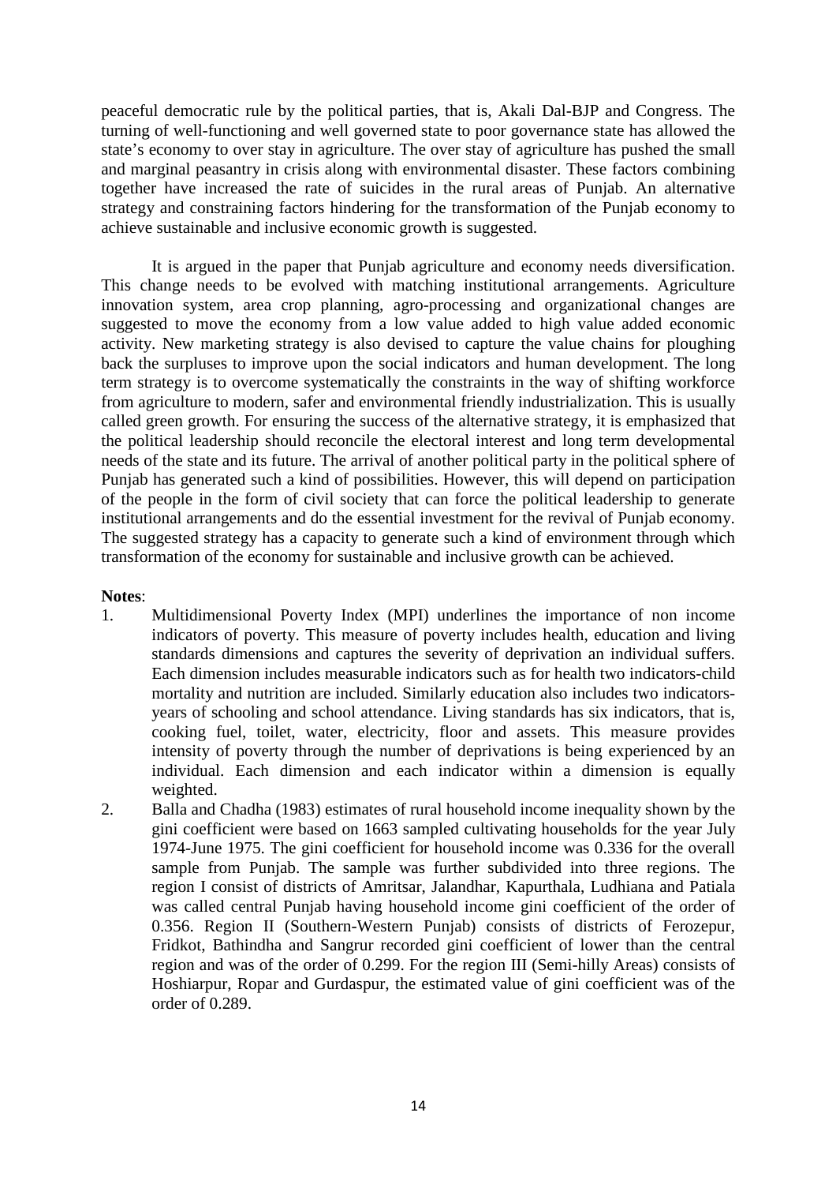peaceful democratic rule by the political parties, that is, Akali Dal-BJP and Congress. The turning of well-functioning and well governed state to poor governance state has allowed the state's economy to over stay in agriculture. The over stay of agriculture has pushed the small and marginal peasantry in crisis along with environmental disaster. These factors combining together have increased the rate of suicides in the rural areas of Punjab. An alternative strategy and constraining factors hindering for the transformation of the Punjab economy to achieve sustainable and inclusive economic growth is suggested.

It is argued in the paper that Punjab agriculture and economy needs diversification. This change needs to be evolved with matching institutional arrangements. Agriculture innovation system, area crop planning, agro-processing and organizational changes are suggested to move the economy from a low value added to high value added economic activity. New marketing strategy is also devised to capture the value chains for ploughing back the surpluses to improve upon the social indicators and human development. The long term strategy is to overcome systematically the constraints in the way of shifting workforce from agriculture to modern, safer and environmental friendly industrialization. This is usually called green growth. For ensuring the success of the alternative strategy, it is emphasized that the political leadership should reconcile the electoral interest and long term developmental needs of the state and its future. The arrival of another political party in the political sphere of Punjab has generated such a kind of possibilities. However, this will depend on participation of the people in the form of civil society that can force the political leadership to generate institutional arrangements and do the essential investment for the revival of Punjab economy. The suggested strategy has a capacity to generate such a kind of environment through which transformation of the economy for sustainable and inclusive growth can be achieved.

**Notes**:

1. Multidimensional Poverty Index (MPI) underlines the importance of non income indicators of poverty. This measure of poverty includes health, education and living standards dimensions and captures the severity of deprivation an individual suffers. Each dimension includes measurable indicators such as for health two indicators-child mortality and nutrition are included. Similarly education also includes two indicators-years of schooling and school attendance. Living standards has six indicators, that is, cooking fuel, toilet, water, electricity, floor and assets. This measure provides intensity of poverty through the number of deprivations is being experienced by an individual. Each dimension and each indicator within a dimension is equally weighted.
2. Balla and Chadha (1983) estimates of rural household income inequality shown by the gini coefficient were based on 1663 sampled cultivating households for the year July 1974-June 1975. The gini coefficient for household income was 0.336 for the overall sample from Punjab. The sample was further subdivided into three regions. The region I consist of districts of Amritsar, Jalandhar, Kapurthala, Ludhiana and Patiala was called central Punjab having household income gini coefficient of the order of 0.356. Region II (Southern-Western Punjab) consists of districts of Ferozepur, Fridkot, Bathindha and Sangrur recorded gini coefficient of lower than the central region and was of the order of 0.299. For the region III (Semi-hilly Areas) consists of Hoshiarpur, Ropar and Gurdaspur, the estimated value of gini coefficient was of the order of 0.289.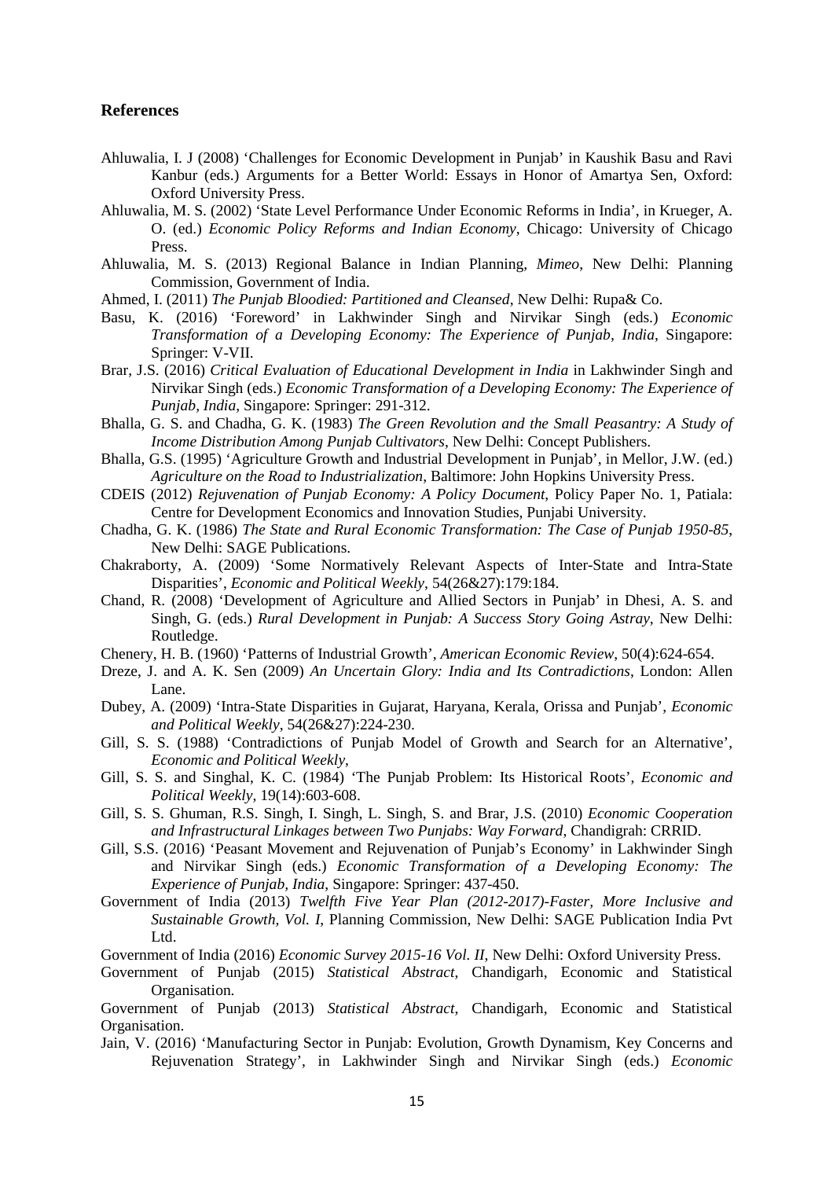## References

Ahluwalia, I. J (2008) 'Challenges for Economic Development in Punjab' in Kaushik Basu and Ravi Kanbur (eds.) Arguments for a Better World: Essays in Honor of Amartya Sen, Oxford: Oxford University Press.

Ahluwalia, M. S. (2002) 'State Level Performance Under Economic Reforms in India', in Krueger, A. O. (ed.) *Economic Policy Reforms and Indian Economy*, Chicago: University of Chicago Press.

Ahluwalia, M. S. (2013) Regional Balance in Indian Planning, *Mimeo*, New Delhi: Planning Commission, Government of India.

Ahmed, I. (2011) *The Punjab Bloodied: Partitioned and Cleansed*, New Delhi: Rupa& Co.

Basu, K. (2016) 'Foreword' in Lakhwinder Singh and Nirvikar Singh (eds.) *Economic Transformation of a Developing Economy: The Experience of Punjab, India*, Singapore: Springer: V-VII.

Brar, J.S. (2016) *Critical Evaluation of Educational Development in India* in Lakhwinder Singh and Nirvikar Singh (eds.) *Economic Transformation of a Developing Economy: The Experience of Punjab, India*, Singapore: Springer: 291-312.

Bhalla, G. S. and Chadha, G. K. (1983) *The Green Revolution and the Small Peasantry: A Study of Income Distribution Among Punjab Cultivators*, New Delhi: Concept Publishers.

Bhalla, G.S. (1995) 'Agriculture Growth and Industrial Development in Punjab', in Mellor, J.W. (ed.) *Agriculture on the Road to Industrialization*, Baltimore: John Hopkins University Press.

CDEIS (2012) *Rejuvenation of Punjab Economy: A Policy Document*, Policy Paper No. 1, Patiala: Centre for Development Economics and Innovation Studies, Punjabi University.

Chadha, G. K. (1986) *The State and Rural Economic Transformation: The Case of Punjab 1950-85*, New Delhi: SAGE Publications.

Chakraborty, A. (2009) 'Some Normatively Relevant Aspects of Inter-State and Intra-State Disparities', *Economic and Political Weekly*, 54(26&27):179:184.

Chand, R. (2008) 'Development of Agriculture and Allied Sectors in Punjab' in Dhesi, A. S. and Singh, G. (eds.) *Rural Development in Punjab: A Success Story Going Astray*, New Delhi: Routledge.

Chenery, H. B. (1960) 'Patterns of Industrial Growth', *American Economic Review*, 50(4):624-654.

Dreze, J. and A. K. Sen (2009) *An Uncertain Glory: India and Its Contradictions*, London: Allen Lane.

Dubey, A. (2009) 'Intra-State Disparities in Gujarat, Haryana, Kerala, Orissa and Punjab', *Economic and Political Weekly*, 54(26&27):224-230.

Gill, S. S. (1988) 'Contradictions of Punjab Model of Growth and Search for an Alternative', *Economic and Political Weekly*,

Gill, S. S. and Singhal, K. C. (1984) 'The Punjab Problem: Its Historical Roots', *Economic and Political Weekly*, 19(14):603-608.

Gill, S. S. Ghuman, R.S. Singh, I. Singh, L. Singh, S. and Brar, J.S. (2010) *Economic Cooperation and Infrastructural Linkages between Two Punjabs: Way Forward*, Chandigrah: CRRID.

Gill, S.S. (2016) 'Peasant Movement and Rejuvenation of Punjab's Economy' in Lakhwinder Singh and Nirvikar Singh (eds.) *Economic Transformation of a Developing Economy: The Experience of Punjab, India*, Singapore: Springer: 437-450.

Government of India (2013) *Twelfth Five Year Plan (2012-2017)-Faster, More Inclusive and Sustainable Growth, Vol. I*, Planning Commission, New Delhi: SAGE Publication India Pvt Ltd.

Government of India (2016) *Economic Survey 2015-16 Vol. II*, New Delhi: Oxford University Press.

Government of Punjab (2015) *Statistical Abstract*, Chandigarh, Economic and Statistical Organisation.

Government of Punjab (2013) *Statistical Abstract*, Chandigarh, Economic and Statistical Organisation.

Jain, V. (2016) 'Manufacturing Sector in Punjab: Evolution, Growth Dynamism, Key Concerns and Rejuvenation Strategy', in Lakhwinder Singh and Nirvikar Singh (eds.) *Economic*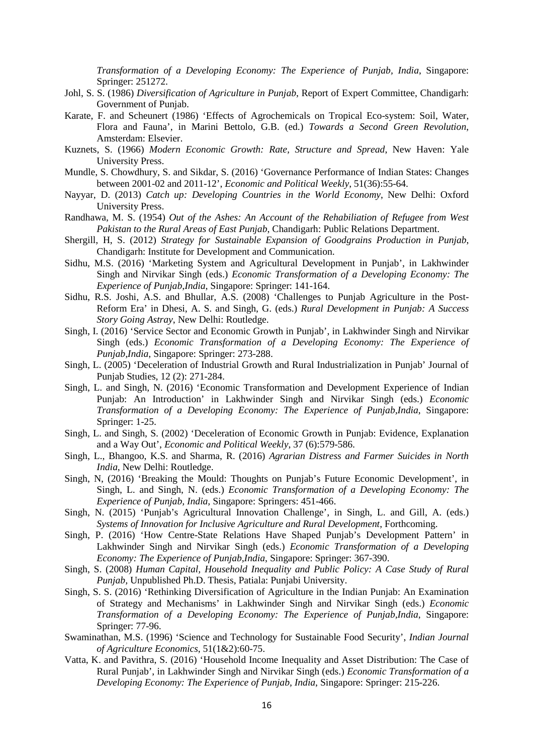*Transformation of a Developing Economy: The Experience of Punjab, India*, Singapore: Springer: 251272.

Johl, S. S. (1986) *Diversification of Agriculture in Punjab*, Report of Expert Committee, Chandigarh: Government of Punjab.

Karate, F. and Scheunert (1986) 'Effects of Agrochemicals on Tropical Eco-system: Soil, Water, Flora and Fauna', in Marini Bettolo, G.B. (ed.) *Towards a Second Green Revolution*, Amsterdam: Elsevier.

Kuznets, S. (1966) *Modern Economic Growth: Rate, Structure and Spread*, New Haven: Yale University Press.

Mundle, S. Chowdhury, S. and Sikdar, S. (2016) 'Governance Performance of Indian States: Changes between 2001-02 and 2011-12', *Economic and Political Weekly*, 51(36):55-64.

Nayyar, D. (2013) *Catch up: Developing Countries in the World Economy*, New Delhi: Oxford University Press.

Randhawa, M. S. (1954) *Out of the Ashes: An Account of the Rehabiliation of Refugee from West Pakistan to the Rural Areas of East Punjab*, Chandigarh: Public Relations Department.

Shergill, H, S. (2012) *Strategy for Sustainable Expansion of Goodgrains Production in Punjab*, Chandigarh: Institute for Development and Communication.

Sidhu, M.S. (2016) 'Marketing System and Agricultural Development in Punjab', in Lakhwinder Singh and Nirvikar Singh (eds.) *Economic Transformation of a Developing Economy: The Experience of Punjab,India*, Singapore: Springer: 141-164.

Sidhu, R.S. Joshi, A.S. and Bhullar, A.S. (2008) 'Challenges to Punjab Agriculture in the Post-Reform Era' in Dhesi, A. S. and Singh, G. (eds.) *Rural Development in Punjab: A Success Story Going Astray*, New Delhi: Routledge.

Singh, I. (2016) 'Service Sector and Economic Growth in Punjab', in Lakhwinder Singh and Nirvikar Singh (eds.) *Economic Transformation of a Developing Economy: The Experience of Punjab,India*, Singapore: Springer: 273-288.

Singh, L. (2005) 'Deceleration of Industrial Growth and Rural Industrialization in Punjab' Journal of Punjab Studies, 12 (2): 271-284.

Singh, L. and Singh, N. (2016) 'Economic Transformation and Development Experience of Indian Punjab: An Introduction' in Lakhwinder Singh and Nirvikar Singh (eds.) *Economic Transformation of a Developing Economy: The Experience of Punjab,India*, Singapore: Springer: 1-25.

Singh, L. and Singh, S. (2002) 'Deceleration of Economic Growth in Punjab: Evidence, Explanation and a Way Out', *Economic and Political Weekly*, 37 (6):579-586.

Singh, L., Bhangoo, K.S. and Sharma, R. (2016) *Agrarian Distress and Farmer Suicides in North India*, New Delhi: Routledge.

Singh, N, (2016) 'Breaking the Mould: Thoughts on Punjab's Future Economic Development', in Singh, L. and Singh, N. (eds.) *Economic Transformation of a Developing Economy: The Experience of Punjab, India,* Singapore: Springers: 451-466.

Singh, N. (2015) 'Punjab's Agricultural Innovation Challenge', in Singh, L. and Gill, A. (eds.) *Systems of Innovation for Inclusive Agriculture and Rural Development*, Forthcoming.

Singh, P. (2016) 'How Centre-State Relations Have Shaped Punjab's Development Pattern' in Lakhwinder Singh and Nirvikar Singh (eds.) *Economic Transformation of a Developing Economy: The Experience of Punjab,India*, Singapore: Springer: 367-390.

Singh, S. (2008) *Human Capital, Household Inequality and Public Policy: A Case Study of Rural Punjab*, Unpublished Ph.D. Thesis, Patiala: Punjabi University.

Singh, S. S. (2016) 'Rethinking Diversification of Agriculture in the Indian Punjab: An Examination of Strategy and Mechanisms' in Lakhwinder Singh and Nirvikar Singh (eds.) *Economic Transformation of a Developing Economy: The Experience of Punjab,India*, Singapore: Springer: 77-96.

Swaminathan, M.S. (1996) 'Science and Technology for Sustainable Food Security', *Indian Journal of Agriculture Economics*, 51(1&2):60-75.

Vatta, K. and Pavithra, S. (2016) 'Household Income Inequality and Asset Distribution: The Case of Rural Punjab', in Lakhwinder Singh and Nirvikar Singh (eds.) *Economic Transformation of a Developing Economy: The Experience of Punjab, India*, Singapore: Springer: 215-226.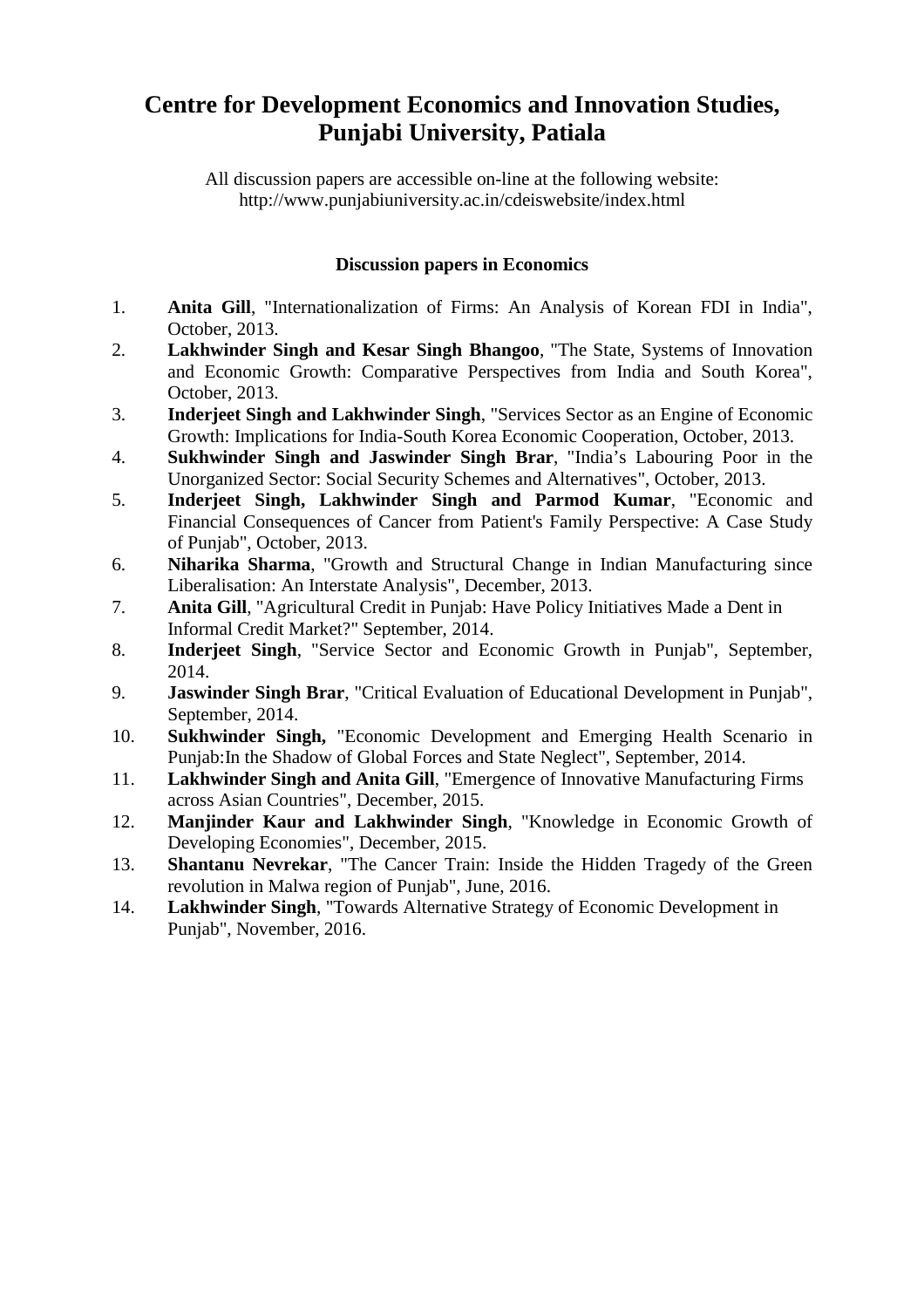# Centre for Development Economics and Innovation Studies, Punjabi University, Patiala

All discussion papers are accessible on-line at the following website:
http://www.punjabiuniversity.ac.in/cdeiswebsite/index.html

### Discussion papers in Economics

1. **Anita Gill**, "Internationalization of Firms: An Analysis of Korean FDI in India", October, 2013.
2. **Lakhwinder Singh and Kesar Singh Bhangoo**, "The State, Systems of Innovation and Economic Growth: Comparative Perspectives from India and South Korea", October, 2013.
3. **Inderjeet Singh and Lakhwinder Singh**, "Services Sector as an Engine of Economic Growth: Implications for India-South Korea Economic Cooperation, October, 2013.
4. **Sukhwinder Singh and Jaswinder Singh Brar**, "India's Labouring Poor in the Unorganized Sector: Social Security Schemes and Alternatives", October, 2013.
5. **Inderjeet Singh, Lakhwinder Singh and Parmod Kumar**, "Economic and Financial Consequences of Cancer from Patient's Family Perspective: A Case Study of Punjab", October, 2013.
6. **Niharika Sharma**, "Growth and Structural Change in Indian Manufacturing since Liberalisation: An Interstate Analysis", December, 2013.
7. **Anita Gill**, "Agricultural Credit in Punjab: Have Policy Initiatives Made a Dent in Informal Credit Market?" September, 2014.
8. **Inderjeet Singh**, "Service Sector and Economic Growth in Punjab", September, 2014.
9. **Jaswinder Singh Brar**, "Critical Evaluation of Educational Development in Punjab", September, 2014.
10. **Sukhwinder Singh,** "Economic Development and Emerging Health Scenario in Punjab:In the Shadow of Global Forces and State Neglect", September, 2014.
11. **Lakhwinder Singh and Anita Gill**, "Emergence of Innovative Manufacturing Firms across Asian Countries", December, 2015.
12. **Manjinder Kaur and Lakhwinder Singh**, "Knowledge in Economic Growth of Developing Economies", December, 2015.
13. **Shantanu Nevrekar**, "The Cancer Train: Inside the Hidden Tragedy of the Green revolution in Malwa region of Punjab", June, 2016.
14. **Lakhwinder Singh**, "Towards Alternative Strategy of Economic Development in Punjab", November, 2016.